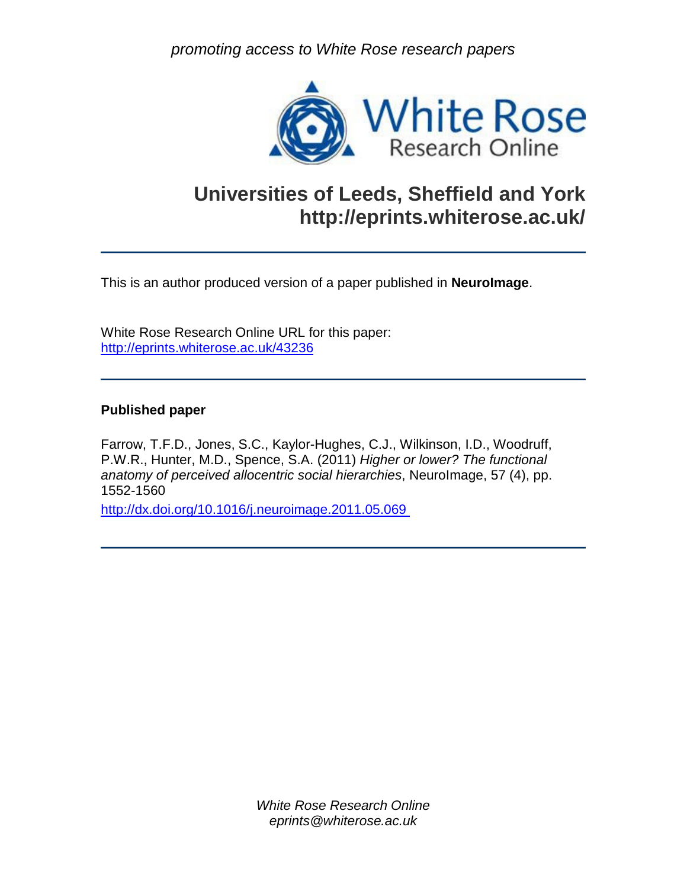*promoting access to White Rose research papers*

White Rose Research Online

# Universities of Leeds, Sheffield and York
# http://eprints.whiterose.ac.uk/

---

This is an author produced version of a paper published in **NeuroImage**.

White Rose Research Online URL for this paper:
http://eprints.whiterose.ac.uk/43236

---

**Published paper**

Farrow, T.F.D., Jones, S.C., Kaylor-Hughes, C.J., Wilkinson, I.D., Woodruff, P.W.R., Hunter, M.D., Spence, S.A. (2011) *Higher or lower? The functional anatomy of perceived allocentric social hierarchies*, NeuroImage, 57 (4), pp. 1552-1560

http://dx.doi.org/10.1016/j.neuroimage.2011.05.069

---

*White Rose Research Online*
*eprints@whiterose.ac.uk*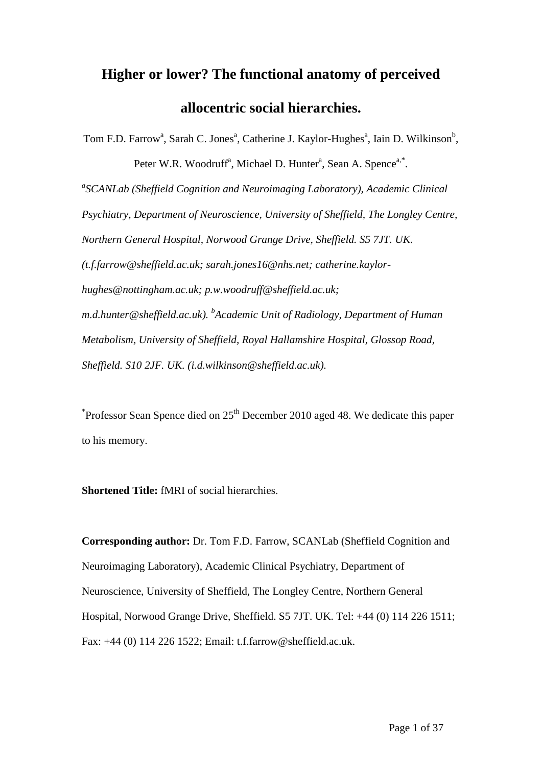# Higher or lower? The functional anatomy of perceived allocentric social hierarchies.

Tom F.D. Farrow[a], Sarah C. Jones[a], Catherine J. Kaylor-Hughes[a], Iain D. Wilkinson[b], Peter W.R. Woodruff[a], Michael D. Hunter[a], Sean A. Spence[a,*].

[a]*SCANLab (Sheffield Cognition and Neuroimaging Laboratory), Academic Clinical Psychiatry, Department of Neuroscience, University of Sheffield, The Longley Centre, Northern General Hospital, Norwood Grange Drive, Sheffield. S5 7JT. UK. (t.f.farrow@sheffield.ac.uk; sarah.jones16@nhs.net; catherine.kaylor-hughes@nottingham.ac.uk; p.w.woodruff@sheffield.ac.uk; m.d.hunter@sheffield.ac.uk).* [b]*Academic Unit of Radiology, Department of Human Metabolism, University of Sheffield, Royal Hallamshire Hospital, Glossop Road, Sheffield. S10 2JF. UK. (i.d.wilkinson@sheffield.ac.uk).*

[*]Professor Sean Spence died on 25th December 2010 aged 48. We dedicate this paper to his memory.

**Shortened Title:** fMRI of social hierarchies.

**Corresponding author:** Dr. Tom F.D. Farrow, SCANLab (Sheffield Cognition and Neuroimaging Laboratory), Academic Clinical Psychiatry, Department of Neuroscience, University of Sheffield, The Longley Centre, Northern General Hospital, Norwood Grange Drive, Sheffield. S5 7JT. UK. Tel: +44 (0) 114 226 1511; Fax: +44 (0) 114 226 1522; Email: t.f.farrow@sheffield.ac.uk.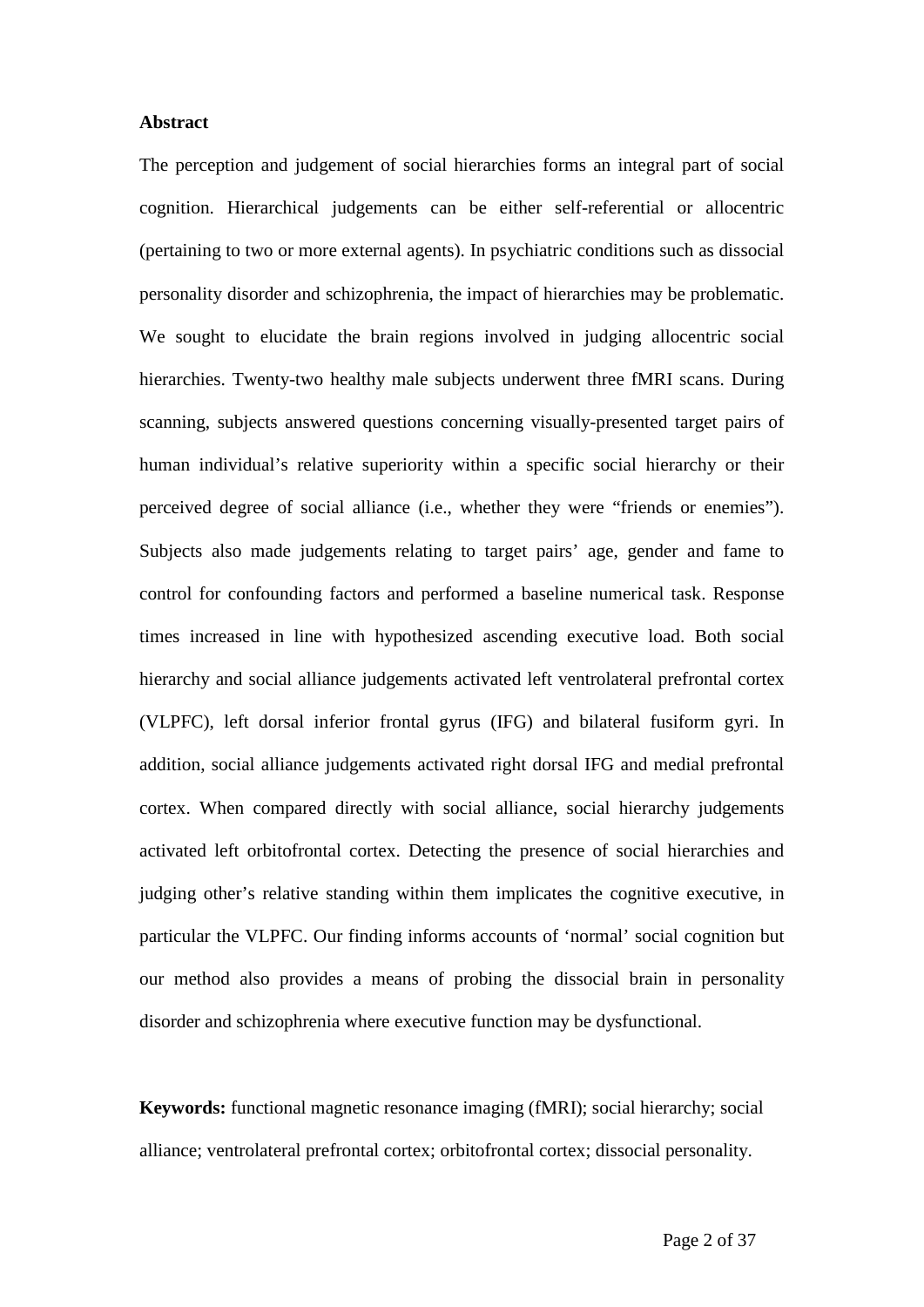## Abstract

The perception and judgement of social hierarchies forms an integral part of social cognition. Hierarchical judgements can be either self-referential or allocentric (pertaining to two or more external agents). In psychiatric conditions such as dissocial personality disorder and schizophrenia, the impact of hierarchies may be problematic. We sought to elucidate the brain regions involved in judging allocentric social hierarchies. Twenty-two healthy male subjects underwent three fMRI scans. During scanning, subjects answered questions concerning visually-presented target pairs of human individual's relative superiority within a specific social hierarchy or their perceived degree of social alliance (i.e., whether they were "friends or enemies"). Subjects also made judgements relating to target pairs' age, gender and fame to control for confounding factors and performed a baseline numerical task. Response times increased in line with hypothesized ascending executive load. Both social hierarchy and social alliance judgements activated left ventrolateral prefrontal cortex (VLPFC), left dorsal inferior frontal gyrus (IFG) and bilateral fusiform gyri. In addition, social alliance judgements activated right dorsal IFG and medial prefrontal cortex. When compared directly with social alliance, social hierarchy judgements activated left orbitofrontal cortex. Detecting the presence of social hierarchies and judging other's relative standing within them implicates the cognitive executive, in particular the VLPFC. Our finding informs accounts of 'normal' social cognition but our method also provides a means of probing the dissocial brain in personality disorder and schizophrenia where executive function may be dysfunctional.

**Keywords:** functional magnetic resonance imaging (fMRI); social hierarchy; social alliance; ventrolateral prefrontal cortex; orbitofrontal cortex; dissocial personality.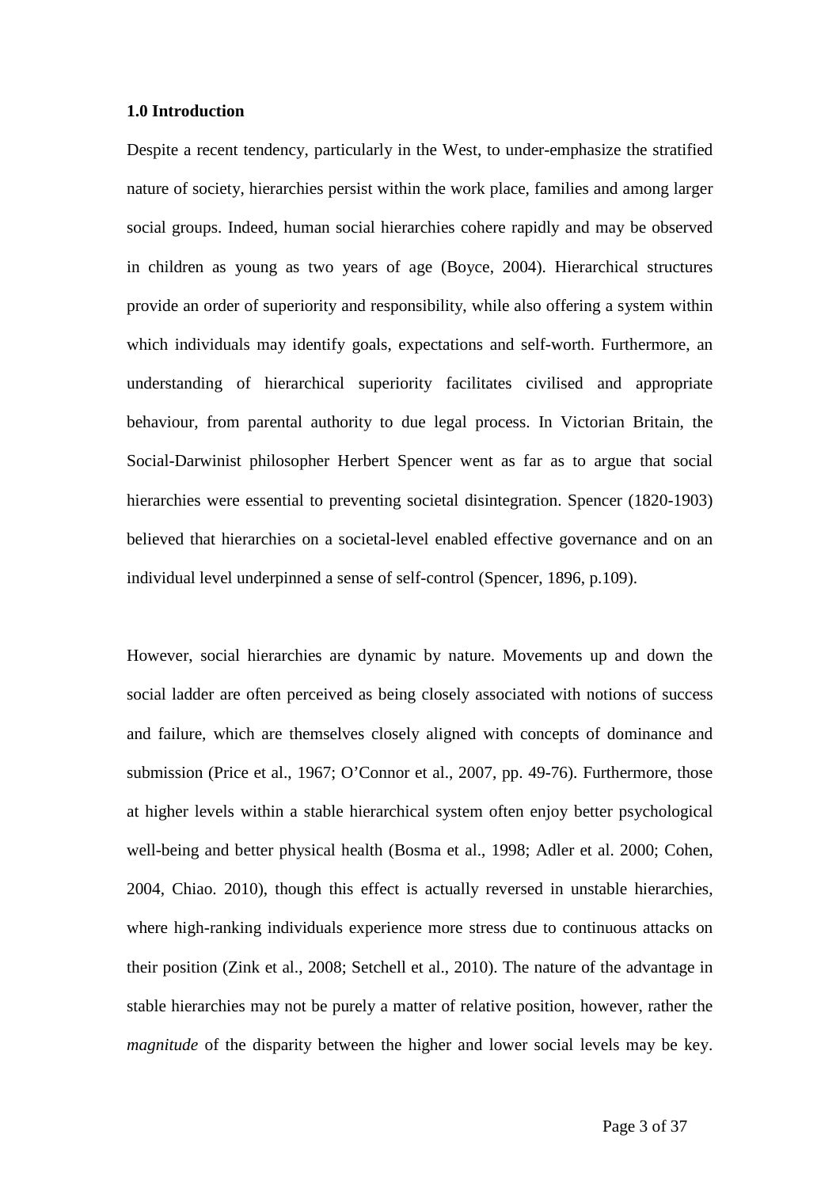### 1.0 Introduction

Despite a recent tendency, particularly in the West, to under-emphasize the stratified nature of society, hierarchies persist within the work place, families and among larger social groups. Indeed, human social hierarchies cohere rapidly and may be observed in children as young as two years of age (Boyce, 2004). Hierarchical structures provide an order of superiority and responsibility, while also offering a system within which individuals may identify goals, expectations and self-worth. Furthermore, an understanding of hierarchical superiority facilitates civilised and appropriate behaviour, from parental authority to due legal process. In Victorian Britain, the Social-Darwinist philosopher Herbert Spencer went as far as to argue that social hierarchies were essential to preventing societal disintegration. Spencer (1820-1903) believed that hierarchies on a societal-level enabled effective governance and on an individual level underpinned a sense of self-control (Spencer, 1896, p.109).

However, social hierarchies are dynamic by nature. Movements up and down the social ladder are often perceived as being closely associated with notions of success and failure, which are themselves closely aligned with concepts of dominance and submission (Price et al., 1967; O'Connor et al., 2007, pp. 49-76). Furthermore, those at higher levels within a stable hierarchical system often enjoy better psychological well-being and better physical health (Bosma et al., 1998; Adler et al. 2000; Cohen, 2004, Chiao. 2010), though this effect is actually reversed in unstable hierarchies, where high-ranking individuals experience more stress due to continuous attacks on their position (Zink et al., 2008; Setchell et al., 2010). The nature of the advantage in stable hierarchies may not be purely a matter of relative position, however, rather the *magnitude* of the disparity between the higher and lower social levels may be key.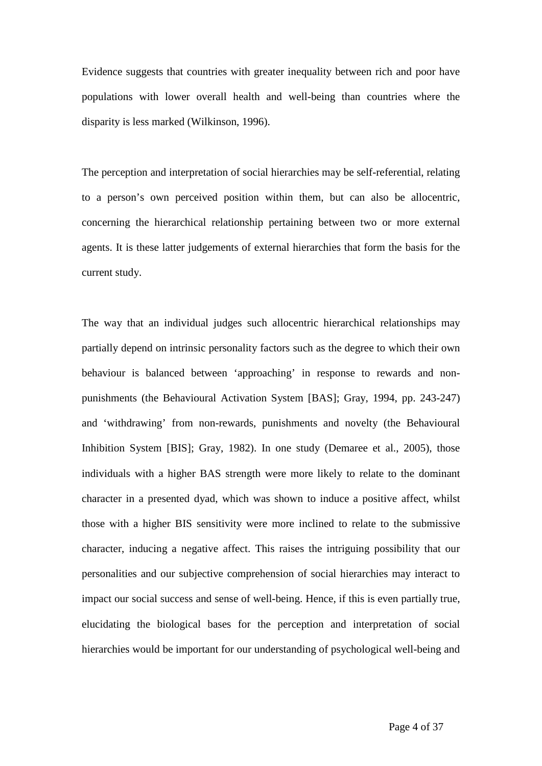Evidence suggests that countries with greater inequality between rich and poor have populations with lower overall health and well-being than countries where the disparity is less marked (Wilkinson, 1996).

The perception and interpretation of social hierarchies may be self-referential, relating to a person's own perceived position within them, but can also be allocentric, concerning the hierarchical relationship pertaining between two or more external agents. It is these latter judgements of external hierarchies that form the basis for the current study.

The way that an individual judges such allocentric hierarchical relationships may partially depend on intrinsic personality factors such as the degree to which their own behaviour is balanced between 'approaching' in response to rewards and non-punishments (the Behavioural Activation System [BAS]; Gray, 1994, pp. 243-247) and 'withdrawing' from non-rewards, punishments and novelty (the Behavioural Inhibition System [BIS]; Gray, 1982). In one study (Demaree et al., 2005), those individuals with a higher BAS strength were more likely to relate to the dominant character in a presented dyad, which was shown to induce a positive affect, whilst those with a higher BIS sensitivity were more inclined to relate to the submissive character, inducing a negative affect. This raises the intriguing possibility that our personalities and our subjective comprehension of social hierarchies may interact to impact our social success and sense of well-being. Hence, if this is even partially true, elucidating the biological bases for the perception and interpretation of social hierarchies would be important for our understanding of psychological well-being and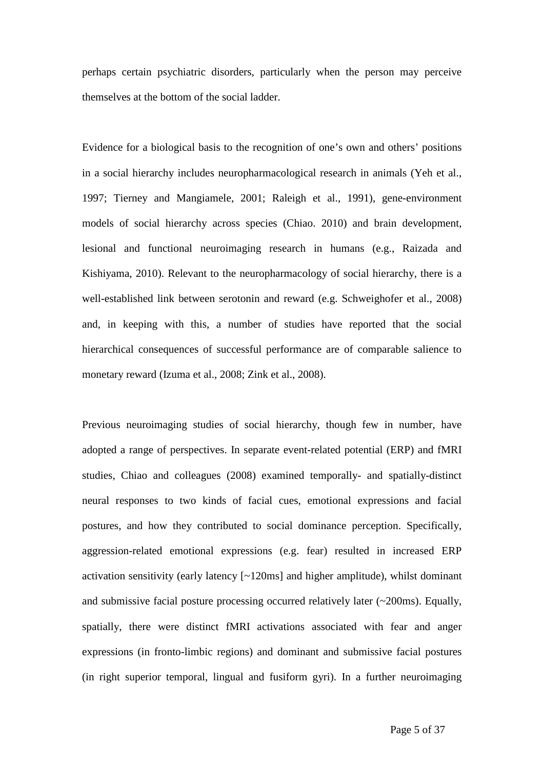perhaps certain psychiatric disorders, particularly when the person may perceive themselves at the bottom of the social ladder.

Evidence for a biological basis to the recognition of one's own and others' positions in a social hierarchy includes neuropharmacological research in animals (Yeh et al., 1997; Tierney and Mangiamele, 2001; Raleigh et al., 1991), gene-environment models of social hierarchy across species (Chiao. 2010) and brain development, lesional and functional neuroimaging research in humans (e.g., Raizada and Kishiyama, 2010). Relevant to the neuropharmacology of social hierarchy, there is a well-established link between serotonin and reward (e.g. Schweighofer et al., 2008) and, in keeping with this, a number of studies have reported that the social hierarchical consequences of successful performance are of comparable salience to monetary reward (Izuma et al., 2008; Zink et al., 2008).

Previous neuroimaging studies of social hierarchy, though few in number, have adopted a range of perspectives. In separate event-related potential (ERP) and fMRI studies, Chiao and colleagues (2008) examined temporally- and spatially-distinct neural responses to two kinds of facial cues, emotional expressions and facial postures, and how they contributed to social dominance perception. Specifically, aggression-related emotional expressions (e.g. fear) resulted in increased ERP activation sensitivity (early latency [~120ms] and higher amplitude), whilst dominant and submissive facial posture processing occurred relatively later (~200ms). Equally, spatially, there were distinct fMRI activations associated with fear and anger expressions (in fronto-limbic regions) and dominant and submissive facial postures (in right superior temporal, lingual and fusiform gyri). In a further neuroimaging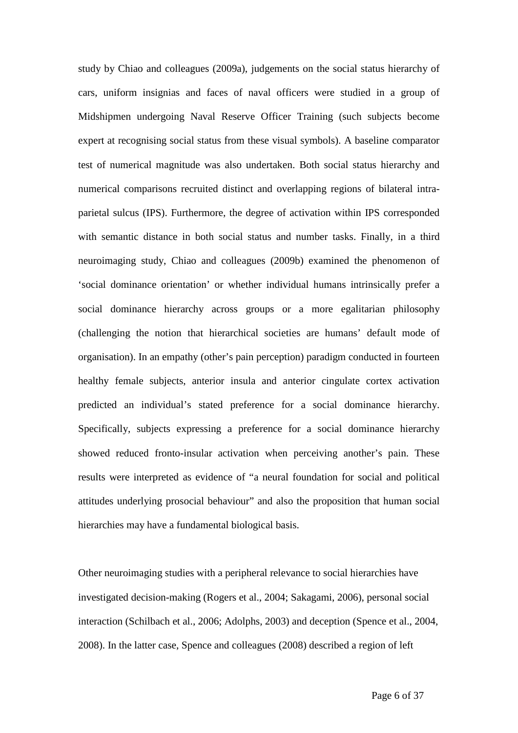study by Chiao and colleagues (2009a), judgements on the social status hierarchy of cars, uniform insignias and faces of naval officers were studied in a group of Midshipmen undergoing Naval Reserve Officer Training (such subjects become expert at recognising social status from these visual symbols). A baseline comparator test of numerical magnitude was also undertaken. Both social status hierarchy and numerical comparisons recruited distinct and overlapping regions of bilateral intra-parietal sulcus (IPS). Furthermore, the degree of activation within IPS corresponded with semantic distance in both social status and number tasks. Finally, in a third neuroimaging study, Chiao and colleagues (2009b) examined the phenomenon of 'social dominance orientation' or whether individual humans intrinsically prefer a social dominance hierarchy across groups or a more egalitarian philosophy (challenging the notion that hierarchical societies are humans' default mode of organisation). In an empathy (other's pain perception) paradigm conducted in fourteen healthy female subjects, anterior insula and anterior cingulate cortex activation predicted an individual's stated preference for a social dominance hierarchy. Specifically, subjects expressing a preference for a social dominance hierarchy showed reduced fronto-insular activation when perceiving another's pain. These results were interpreted as evidence of "a neural foundation for social and political attitudes underlying prosocial behaviour" and also the proposition that human social hierarchies may have a fundamental biological basis.

Other neuroimaging studies with a peripheral relevance to social hierarchies have investigated decision-making (Rogers et al., 2004; Sakagami, 2006), personal social interaction (Schilbach et al., 2006; Adolphs, 2003) and deception (Spence et al., 2004, 2008). In the latter case, Spence and colleagues (2008) described a region of left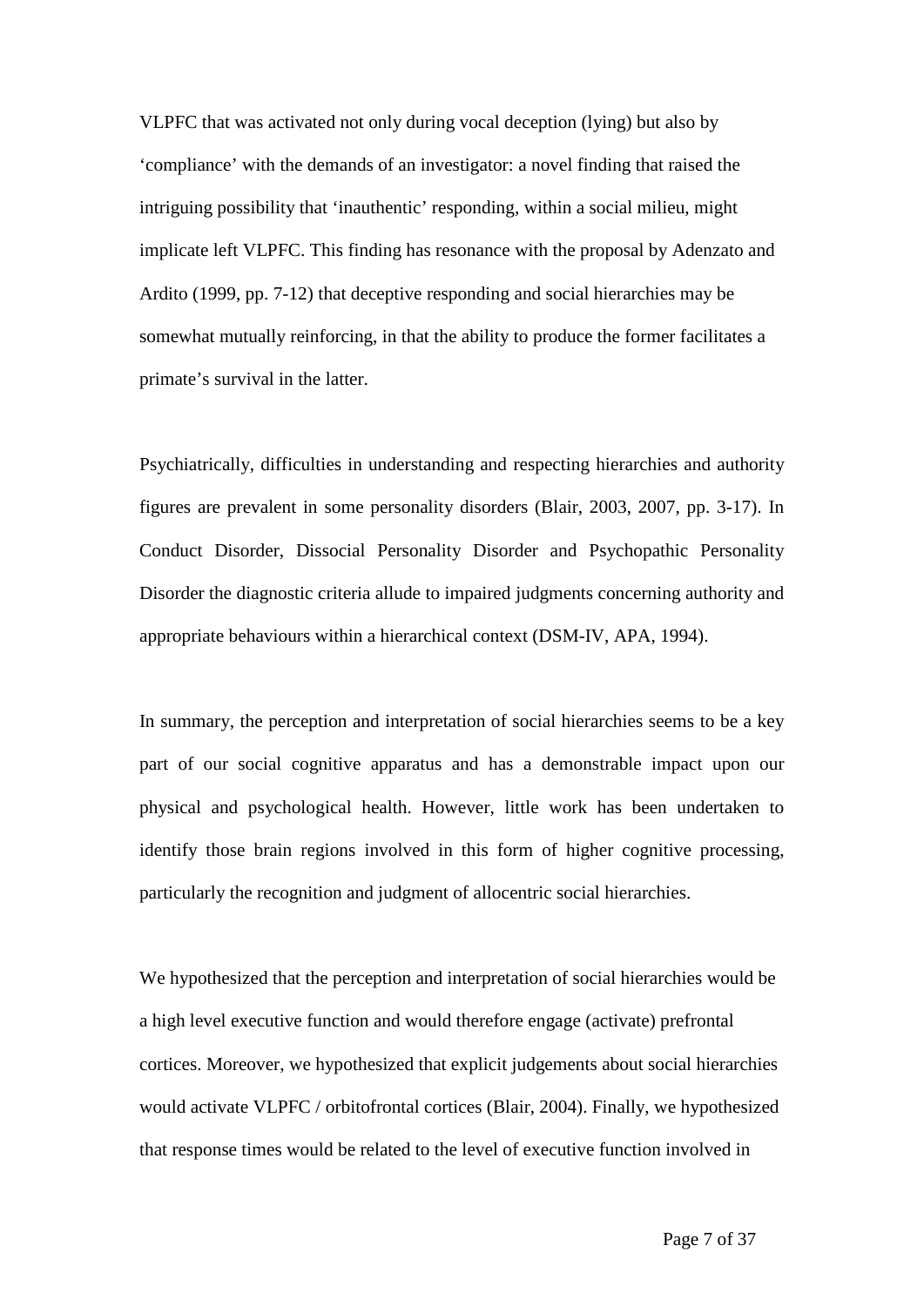VLPFC that was activated not only during vocal deception (lying) but also by 'compliance' with the demands of an investigator: a novel finding that raised the intriguing possibility that 'inauthentic' responding, within a social milieu, might implicate left VLPFC. This finding has resonance with the proposal by Adenzato and Ardito (1999, pp. 7-12) that deceptive responding and social hierarchies may be somewhat mutually reinforcing, in that the ability to produce the former facilitates a primate's survival in the latter.

Psychiatrically, difficulties in understanding and respecting hierarchies and authority figures are prevalent in some personality disorders (Blair, 2003, 2007, pp. 3-17). In Conduct Disorder, Dissocial Personality Disorder and Psychopathic Personality Disorder the diagnostic criteria allude to impaired judgments concerning authority and appropriate behaviours within a hierarchical context (DSM-IV, APA, 1994).

In summary, the perception and interpretation of social hierarchies seems to be a key part of our social cognitive apparatus and has a demonstrable impact upon our physical and psychological health. However, little work has been undertaken to identify those brain regions involved in this form of higher cognitive processing, particularly the recognition and judgment of allocentric social hierarchies.

We hypothesized that the perception and interpretation of social hierarchies would be a high level executive function and would therefore engage (activate) prefrontal cortices. Moreover, we hypothesized that explicit judgements about social hierarchies would activate VLPFC / orbitofrontal cortices (Blair, 2004). Finally, we hypothesized that response times would be related to the level of executive function involved in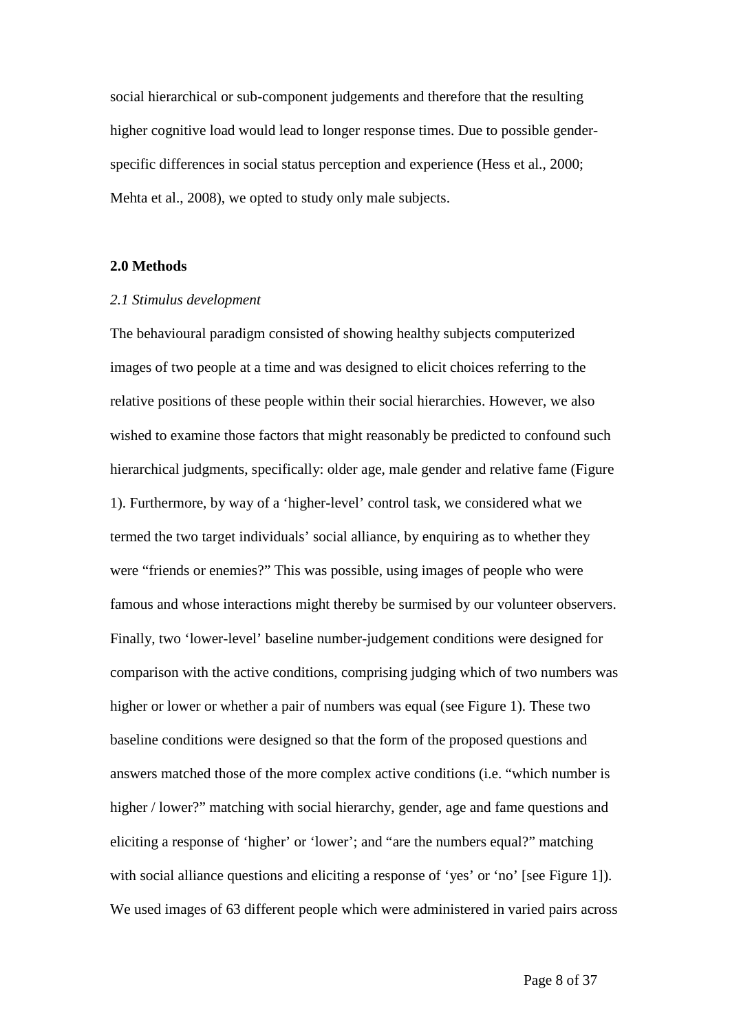social hierarchical or sub-component judgements and therefore that the resulting higher cognitive load would lead to longer response times. Due to possible gender-specific differences in social status perception and experience (Hess et al., 2000; Mehta et al., 2008), we opted to study only male subjects.

## 2.0 Methods

### *2.1 Stimulus development*

The behavioural paradigm consisted of showing healthy subjects computerized images of two people at a time and was designed to elicit choices referring to the relative positions of these people within their social hierarchies. However, we also wished to examine those factors that might reasonably be predicted to confound such hierarchical judgments, specifically: older age, male gender and relative fame (Figure 1). Furthermore, by way of a 'higher-level' control task, we considered what we termed the two target individuals' social alliance, by enquiring as to whether they were "friends or enemies?" This was possible, using images of people who were famous and whose interactions might thereby be surmised by our volunteer observers. Finally, two 'lower-level' baseline number-judgement conditions were designed for comparison with the active conditions, comprising judging which of two numbers was higher or lower or whether a pair of numbers was equal (see Figure 1). These two baseline conditions were designed so that the form of the proposed questions and answers matched those of the more complex active conditions (i.e. "which number is higher / lower?" matching with social hierarchy, gender, age and fame questions and eliciting a response of 'higher' or 'lower'; and "are the numbers equal?" matching with social alliance questions and eliciting a response of 'yes' or 'no' [see Figure 1]). We used images of 63 different people which were administered in varied pairs across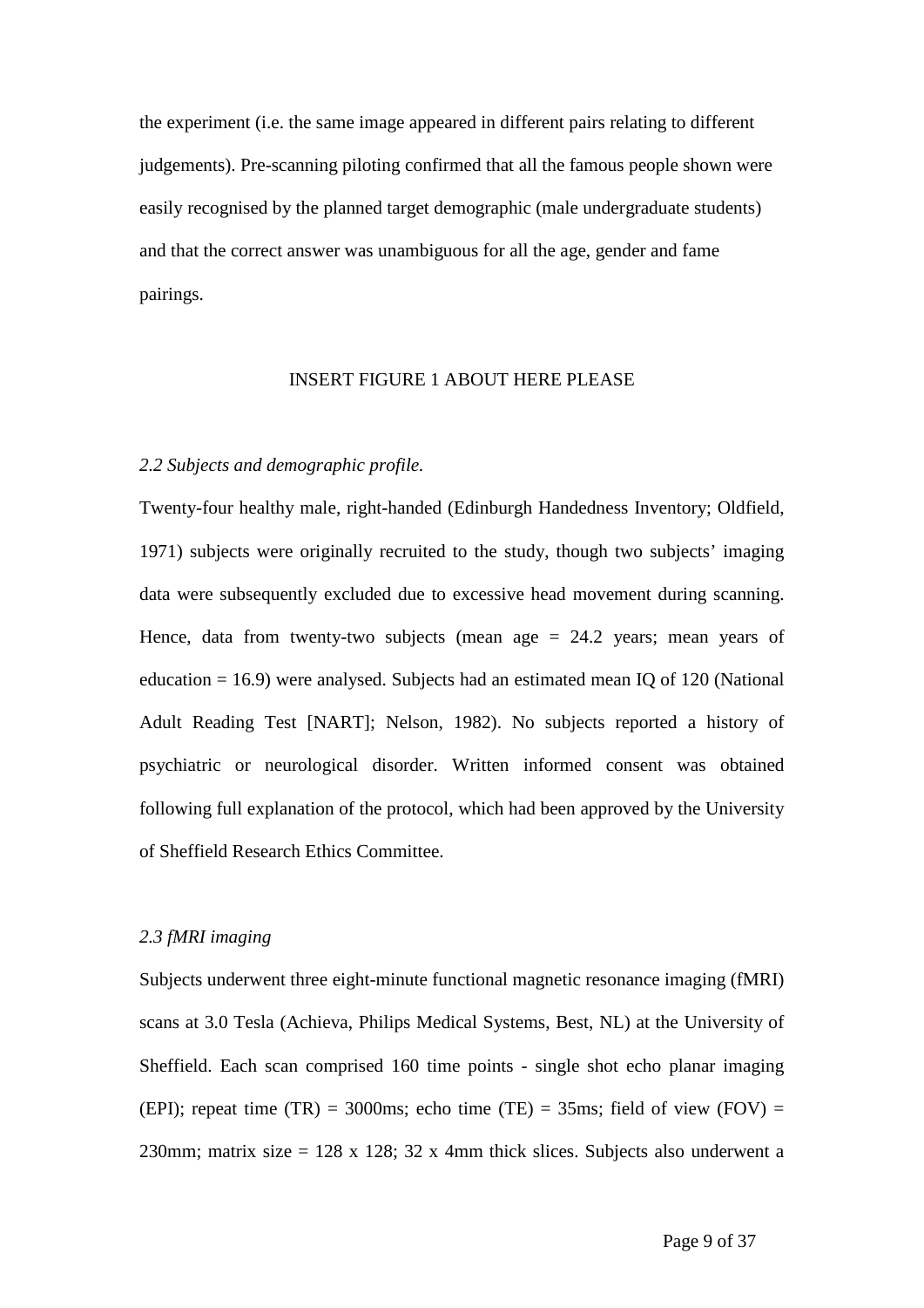the experiment (i.e. the same image appeared in different pairs relating to different judgements). Pre-scanning piloting confirmed that all the famous people shown were easily recognised by the planned target demographic (male undergraduate students) and that the correct answer was unambiguous for all the age, gender and fame pairings.

INSERT FIGURE 1 ABOUT HERE PLEASE

### *2.2 Subjects and demographic profile.*

Twenty-four healthy male, right-handed (Edinburgh Handedness Inventory; Oldfield, 1971) subjects were originally recruited to the study, though two subjects' imaging data were subsequently excluded due to excessive head movement during scanning. Hence, data from twenty-two subjects (mean age = 24.2 years; mean years of education = 16.9) were analysed. Subjects had an estimated mean IQ of 120 (National Adult Reading Test [NART]; Nelson, 1982). No subjects reported a history of psychiatric or neurological disorder. Written informed consent was obtained following full explanation of the protocol, which had been approved by the University of Sheffield Research Ethics Committee.

### *2.3 fMRI imaging*

Subjects underwent three eight-minute functional magnetic resonance imaging (fMRI) scans at 3.0 Tesla (Achieva, Philips Medical Systems, Best, NL) at the University of Sheffield. Each scan comprised 160 time points - single shot echo planar imaging (EPI); repeat time (TR) = 3000ms; echo time (TE) = 35ms; field of view (FOV) = 230mm; matrix size = 128 x 128; 32 x 4mm thick slices. Subjects also underwent a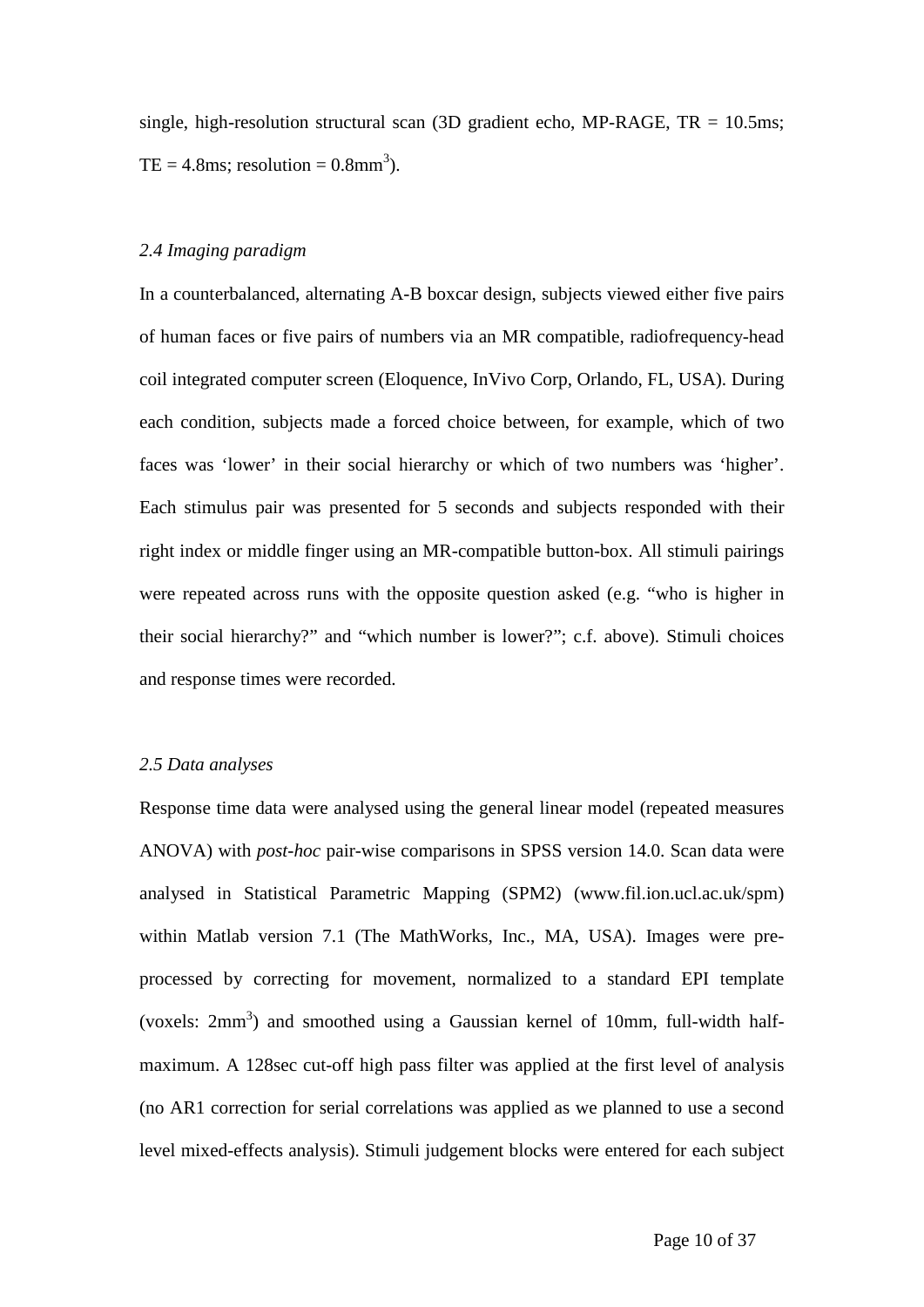single, high-resolution structural scan (3D gradient echo, MP-RAGE, TR = 10.5ms; TE = 4.8ms; resolution = $0.8mm^3$).

### *2.4 Imaging paradigm*

In a counterbalanced, alternating A-B boxcar design, subjects viewed either five pairs of human faces or five pairs of numbers via an MR compatible, radiofrequency-head coil integrated computer screen (Eloquence, InVivo Corp, Orlando, FL, USA). During each condition, subjects made a forced choice between, for example, which of two faces was 'lower' in their social hierarchy or which of two numbers was 'higher'. Each stimulus pair was presented for 5 seconds and subjects responded with their right index or middle finger using an MR-compatible button-box. All stimuli pairings were repeated across runs with the opposite question asked (e.g. "who is higher in their social hierarchy?" and "which number is lower?"; c.f. above). Stimuli choices and response times were recorded.

### *2.5 Data analyses*

Response time data were analysed using the general linear model (repeated measures ANOVA) with *post-hoc* pair-wise comparisons in SPSS version 14.0. Scan data were analysed in Statistical Parametric Mapping (SPM2) (www.fil.ion.ucl.ac.uk/spm) within Matlab version 7.1 (The MathWorks, Inc., MA, USA). Images were pre-processed by correcting for movement, normalized to a standard EPI template (voxels: $2mm^3$) and smoothed using a Gaussian kernel of 10mm, full-width half-maximum. A 128sec cut-off high pass filter was applied at the first level of analysis (no AR1 correction for serial correlations was applied as we planned to use a second level mixed-effects analysis). Stimuli judgement blocks were entered for each subject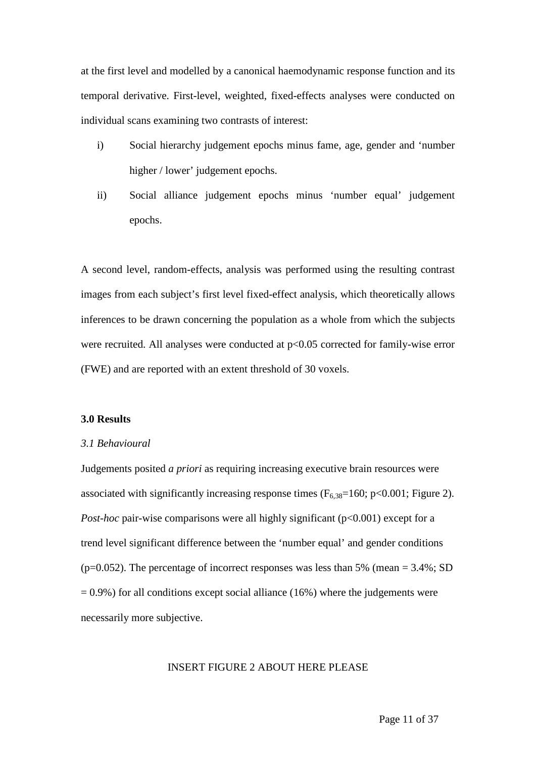at the first level and modelled by a canonical haemodynamic response function and its temporal derivative. First-level, weighted, fixed-effects analyses were conducted on individual scans examining two contrasts of interest:

i) Social hierarchy judgement epochs minus fame, age, gender and 'number higher / lower' judgement epochs.

ii) Social alliance judgement epochs minus 'number equal' judgement epochs.

A second level, random-effects, analysis was performed using the resulting contrast images from each subject's first level fixed-effect analysis, which theoretically allows inferences to be drawn concerning the population as a whole from which the subjects were recruited. All analyses were conducted at $p<0.05$ corrected for family-wise error (FWE) and are reported with an extent threshold of 30 voxels.

**3.0 Results**

*3.1 Behavioural*

Judgements posited *a priori* as requiring increasing executive brain resources were associated with significantly increasing response times ($F_{6,38}=160$; $p<0.001$; Figure 2). *Post-hoc* pair-wise comparisons were all highly significant ($p<0.001$) except for a trend level significant difference between the 'number equal' and gender conditions ($p=0.052$). The percentage of incorrect responses was less than 5% (mean = 3.4%; SD = 0.9%) for all conditions except social alliance (16%) where the judgements were necessarily more subjective.

INSERT FIGURE 2 ABOUT HERE PLEASE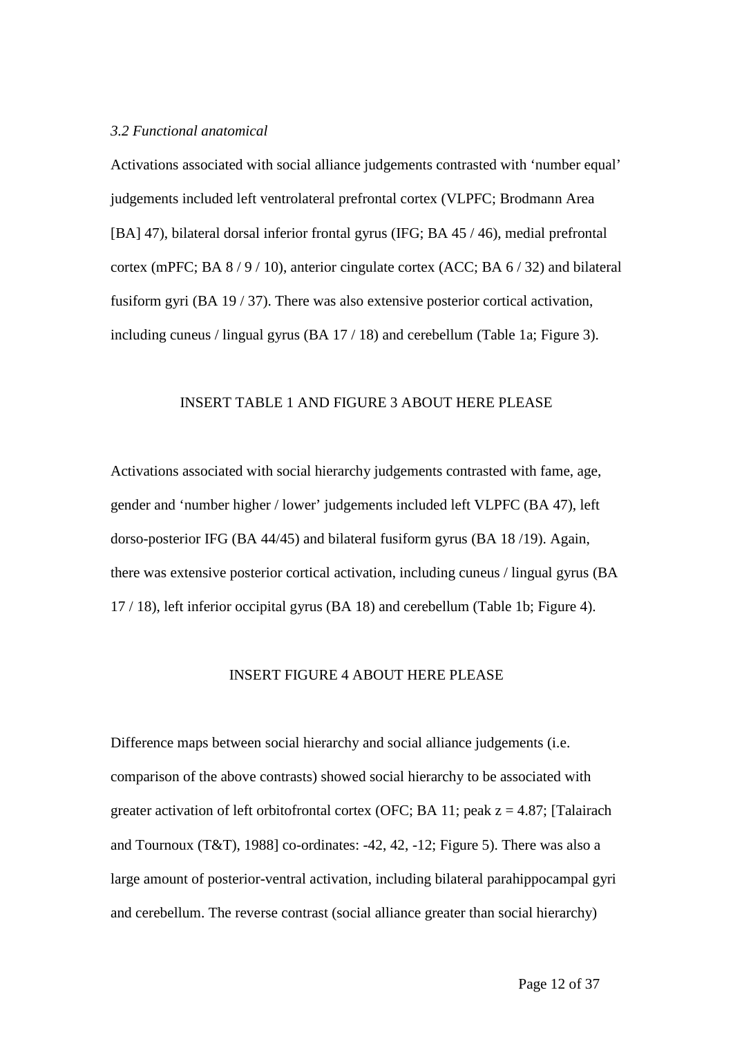### *3.2 Functional anatomical*

Activations associated with social alliance judgements contrasted with 'number equal' judgements included left ventrolateral prefrontal cortex (VLPFC; Brodmann Area [BA] 47), bilateral dorsal inferior frontal gyrus (IFG; BA 45 / 46), medial prefrontal cortex (mPFC; BA 8 / 9 / 10), anterior cingulate cortex (ACC; BA 6 / 32) and bilateral fusiform gyri (BA 19 / 37). There was also extensive posterior cortical activation, including cuneus / lingual gyrus (BA 17 / 18) and cerebellum (Table 1a; Figure 3).

INSERT TABLE 1 AND FIGURE 3 ABOUT HERE PLEASE

Activations associated with social hierarchy judgements contrasted with fame, age, gender and 'number higher / lower' judgements included left VLPFC (BA 47), left dorso-posterior IFG (BA 44/45) and bilateral fusiform gyrus (BA 18 /19). Again, there was extensive posterior cortical activation, including cuneus / lingual gyrus (BA 17 / 18), left inferior occipital gyrus (BA 18) and cerebellum (Table 1b; Figure 4).

INSERT FIGURE 4 ABOUT HERE PLEASE

Difference maps between social hierarchy and social alliance judgements (i.e. comparison of the above contrasts) showed social hierarchy to be associated with greater activation of left orbitofrontal cortex (OFC; BA 11; peak $z = 4.87$; [Talairach and Tournoux (T&T), 1988] co-ordinates: -42, 42, -12; Figure 5). There was also a large amount of posterior-ventral activation, including bilateral parahippocampal gyri and cerebellum. The reverse contrast (social alliance greater than social hierarchy)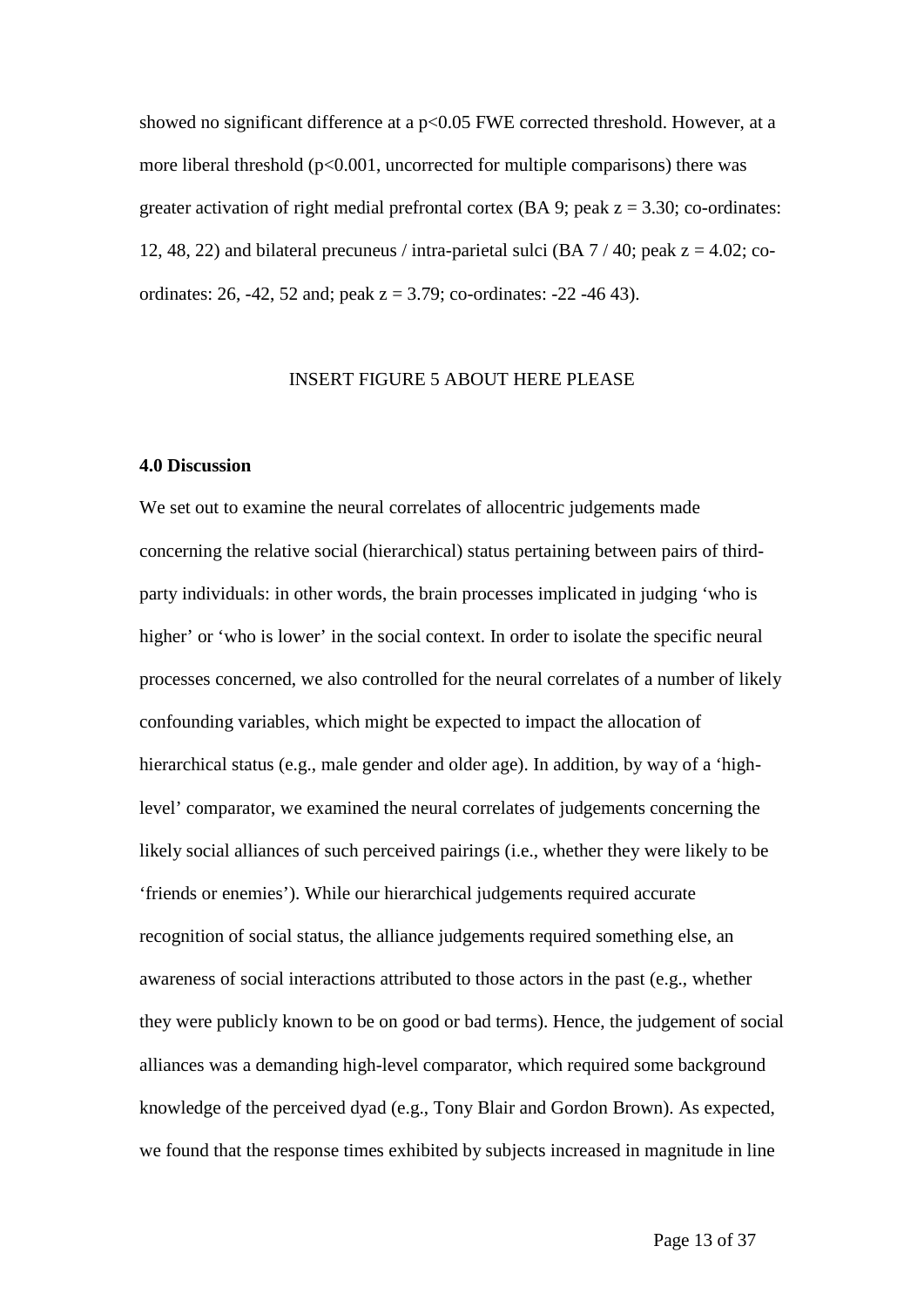showed no significant difference at a $p<0.05$ FWE corrected threshold. However, at a more liberal threshold ($p<0.001$, uncorrected for multiple comparisons) there was greater activation of right medial prefrontal cortex (BA 9; peak $z = 3.30$; co-ordinates: 12, 48, 22) and bilateral precuneus / intra-parietal sulci (BA 7 / 40; peak $z = 4.02$; co-ordinates: 26, -42, 52 and; peak $z = 3.79$; co-ordinates: -22 -46 43).

INSERT FIGURE 5 ABOUT HERE PLEASE

**4.0 Discussion**

We set out to examine the neural correlates of allocentric judgements made concerning the relative social (hierarchical) status pertaining between pairs of third-party individuals: in other words, the brain processes implicated in judging 'who is higher' or 'who is lower' in the social context. In order to isolate the specific neural processes concerned, we also controlled for the neural correlates of a number of likely confounding variables, which might be expected to impact the allocation of hierarchical status (e.g., male gender and older age). In addition, by way of a 'high-level' comparator, we examined the neural correlates of judgements concerning the likely social alliances of such perceived pairings (i.e., whether they were likely to be 'friends or enemies'). While our hierarchical judgements required accurate recognition of social status, the alliance judgements required something else, an awareness of social interactions attributed to those actors in the past (e.g., whether they were publicly known to be on good or bad terms). Hence, the judgement of social alliances was a demanding high-level comparator, which required some background knowledge of the perceived dyad (e.g., Tony Blair and Gordon Brown). As expected, we found that the response times exhibited by subjects increased in magnitude in line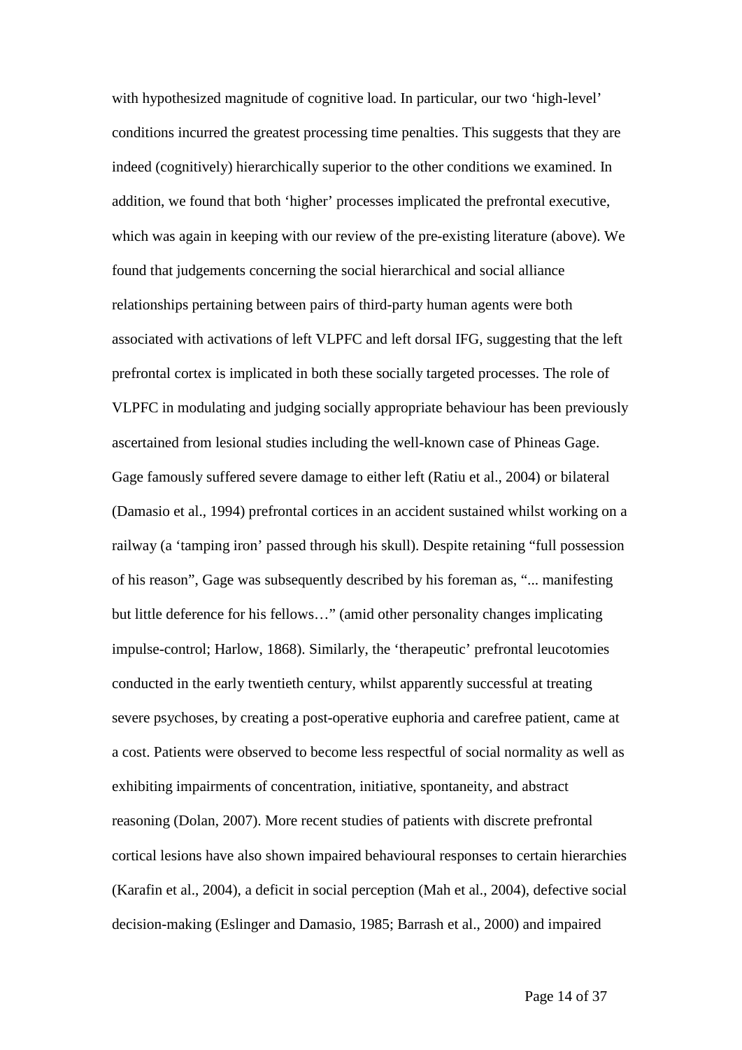with hypothesized magnitude of cognitive load. In particular, our two 'high-level' conditions incurred the greatest processing time penalties. This suggests that they are indeed (cognitively) hierarchically superior to the other conditions we examined. In addition, we found that both 'higher' processes implicated the prefrontal executive, which was again in keeping with our review of the pre-existing literature (above). We found that judgements concerning the social hierarchical and social alliance relationships pertaining between pairs of third-party human agents were both associated with activations of left VLPFC and left dorsal IFG, suggesting that the left prefrontal cortex is implicated in both these socially targeted processes. The role of VLPFC in modulating and judging socially appropriate behaviour has been previously ascertained from lesional studies including the well-known case of Phineas Gage. Gage famously suffered severe damage to either left (Ratiu et al., 2004) or bilateral (Damasio et al., 1994) prefrontal cortices in an accident sustained whilst working on a railway (a 'tamping iron' passed through his skull). Despite retaining "full possession of his reason", Gage was subsequently described by his foreman as, "... manifesting but little deference for his fellows…" (amid other personality changes implicating impulse-control; Harlow, 1868). Similarly, the 'therapeutic' prefrontal leucotomies conducted in the early twentieth century, whilst apparently successful at treating severe psychoses, by creating a post-operative euphoria and carefree patient, came at a cost. Patients were observed to become less respectful of social normality as well as exhibiting impairments of concentration, initiative, spontaneity, and abstract reasoning (Dolan, 2007). More recent studies of patients with discrete prefrontal cortical lesions have also shown impaired behavioural responses to certain hierarchies (Karafin et al., 2004), a deficit in social perception (Mah et al., 2004), defective social decision-making (Eslinger and Damasio, 1985; Barrash et al., 2000) and impaired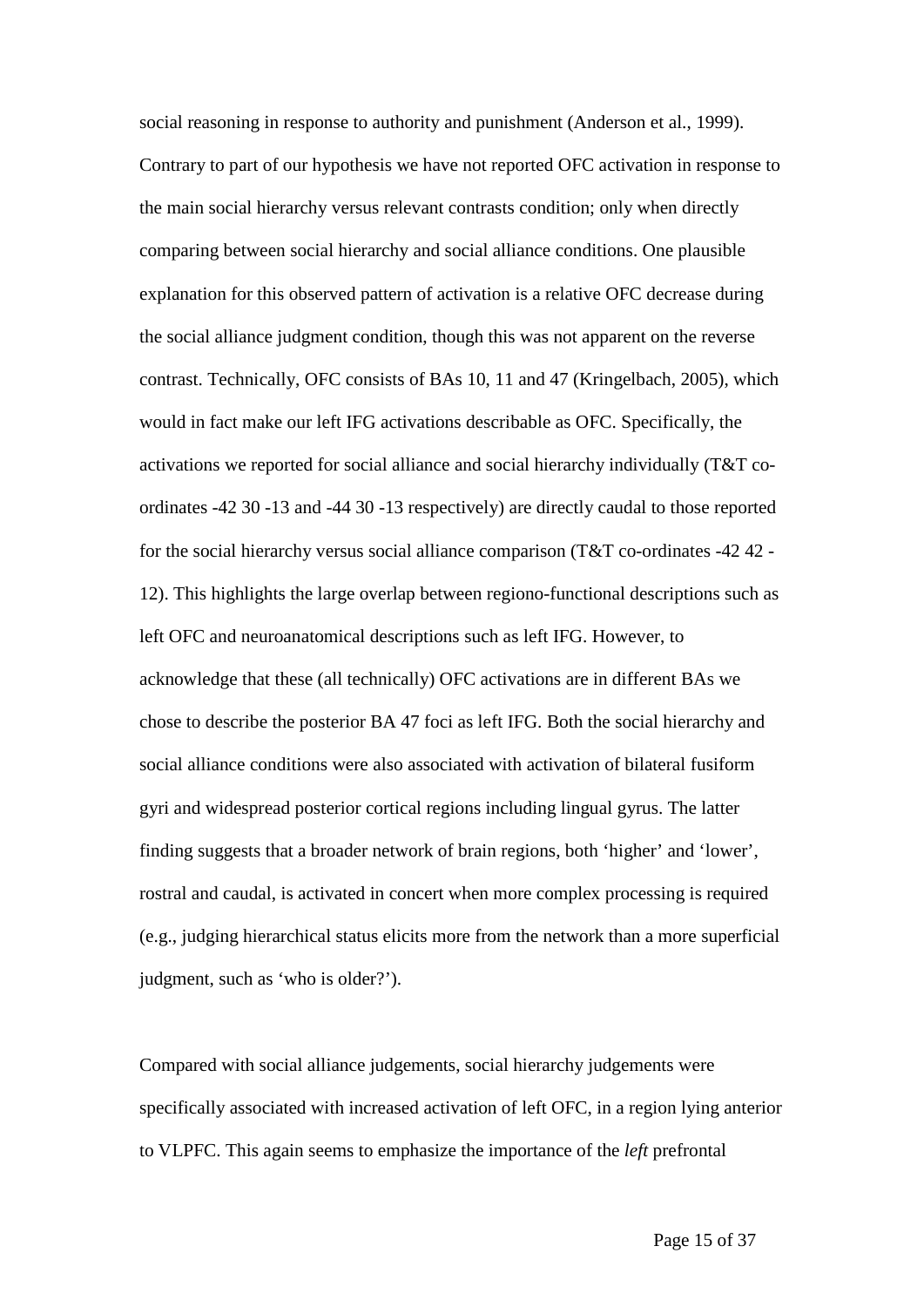social reasoning in response to authority and punishment (Anderson et al., 1999). Contrary to part of our hypothesis we have not reported OFC activation in response to the main social hierarchy versus relevant contrasts condition; only when directly comparing between social hierarchy and social alliance conditions. One plausible explanation for this observed pattern of activation is a relative OFC decrease during the social alliance judgment condition, though this was not apparent on the reverse contrast. Technically, OFC consists of BAs 10, 11 and 47 (Kringelbach, 2005), which would in fact make our left IFG activations describable as OFC. Specifically, the activations we reported for social alliance and social hierarchy individually (T&T co-ordinates -42 30 -13 and -44 30 -13 respectively) are directly caudal to those reported for the social hierarchy versus social alliance comparison (T&T co-ordinates -42 42 -12). This highlights the large overlap between regiono-functional descriptions such as left OFC and neuroanatomical descriptions such as left IFG. However, to acknowledge that these (all technically) OFC activations are in different BAs we chose to describe the posterior BA 47 foci as left IFG. Both the social hierarchy and social alliance conditions were also associated with activation of bilateral fusiform gyri and widespread posterior cortical regions including lingual gyrus. The latter finding suggests that a broader network of brain regions, both 'higher' and 'lower', rostral and caudal, is activated in concert when more complex processing is required (e.g., judging hierarchical status elicits more from the network than a more superficial judgment, such as 'who is older?').

Compared with social alliance judgements, social hierarchy judgements were specifically associated with increased activation of left OFC, in a region lying anterior to VLPFC. This again seems to emphasize the importance of the *left* prefrontal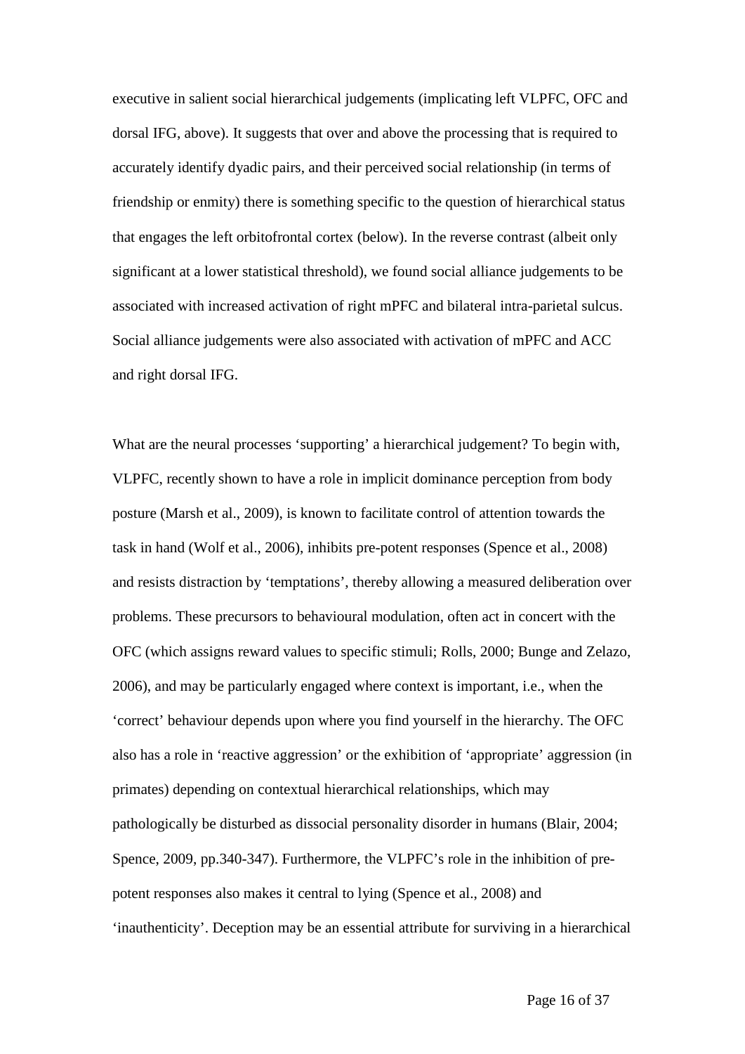executive in salient social hierarchical judgements (implicating left VLPFC, OFC and dorsal IFG, above). It suggests that over and above the processing that is required to accurately identify dyadic pairs, and their perceived social relationship (in terms of friendship or enmity) there is something specific to the question of hierarchical status that engages the left orbitofrontal cortex (below). In the reverse contrast (albeit only significant at a lower statistical threshold), we found social alliance judgements to be associated with increased activation of right mPFC and bilateral intra-parietal sulcus. Social alliance judgements were also associated with activation of mPFC and ACC and right dorsal IFG.

What are the neural processes 'supporting' a hierarchical judgement? To begin with, VLPFC, recently shown to have a role in implicit dominance perception from body posture (Marsh et al., 2009), is known to facilitate control of attention towards the task in hand (Wolf et al., 2006), inhibits pre-potent responses (Spence et al., 2008) and resists distraction by 'temptations', thereby allowing a measured deliberation over problems. These precursors to behavioural modulation, often act in concert with the OFC (which assigns reward values to specific stimuli; Rolls, 2000; Bunge and Zelazo, 2006), and may be particularly engaged where context is important, i.e., when the 'correct' behaviour depends upon where you find yourself in the hierarchy. The OFC also has a role in 'reactive aggression' or the exhibition of 'appropriate' aggression (in primates) depending on contextual hierarchical relationships, which may pathologically be disturbed as dissocial personality disorder in humans (Blair, 2004; Spence, 2009, pp.340-347). Furthermore, the VLPFC's role in the inhibition of pre-potent responses also makes it central to lying (Spence et al., 2008) and 'inauthenticity'. Deception may be an essential attribute for surviving in a hierarchical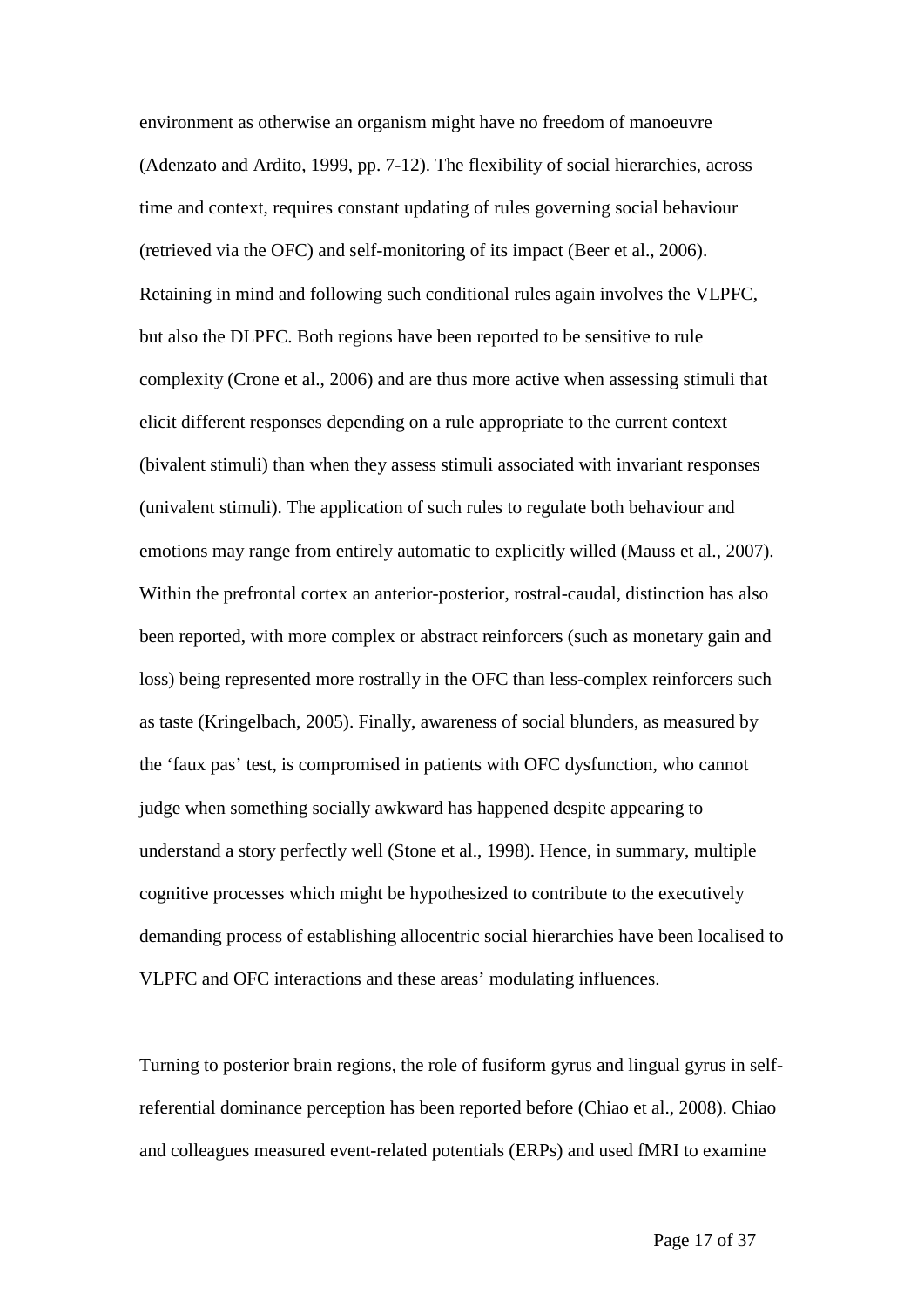environment as otherwise an organism might have no freedom of manoeuvre (Adenzato and Ardito, 1999, pp. 7-12). The flexibility of social hierarchies, across time and context, requires constant updating of rules governing social behaviour (retrieved via the OFC) and self-monitoring of its impact (Beer et al., 2006). Retaining in mind and following such conditional rules again involves the VLPFC, but also the DLPFC. Both regions have been reported to be sensitive to rule complexity (Crone et al., 2006) and are thus more active when assessing stimuli that elicit different responses depending on a rule appropriate to the current context (bivalent stimuli) than when they assess stimuli associated with invariant responses (univalent stimuli). The application of such rules to regulate both behaviour and emotions may range from entirely automatic to explicitly willed (Mauss et al., 2007). Within the prefrontal cortex an anterior-posterior, rostral-caudal, distinction has also been reported, with more complex or abstract reinforcers (such as monetary gain and loss) being represented more rostrally in the OFC than less-complex reinforcers such as taste (Kringelbach, 2005). Finally, awareness of social blunders, as measured by the 'faux pas' test, is compromised in patients with OFC dysfunction, who cannot judge when something socially awkward has happened despite appearing to understand a story perfectly well (Stone et al., 1998). Hence, in summary, multiple cognitive processes which might be hypothesized to contribute to the executively demanding process of establishing allocentric social hierarchies have been localised to VLPFC and OFC interactions and these areas' modulating influences.

Turning to posterior brain regions, the role of fusiform gyrus and lingual gyrus in self-referential dominance perception has been reported before (Chiao et al., 2008). Chiao and colleagues measured event-related potentials (ERPs) and used fMRI to examine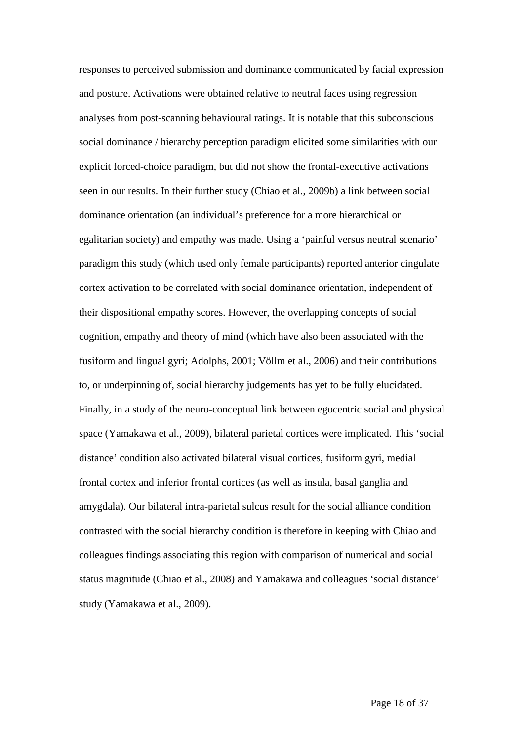responses to perceived submission and dominance communicated by facial expression and posture. Activations were obtained relative to neutral faces using regression analyses from post-scanning behavioural ratings. It is notable that this subconscious social dominance / hierarchy perception paradigm elicited some similarities with our explicit forced-choice paradigm, but did not show the frontal-executive activations seen in our results. In their further study (Chiao et al., 2009b) a link between social dominance orientation (an individual's preference for a more hierarchical or egalitarian society) and empathy was made. Using a 'painful versus neutral scenario' paradigm this study (which used only female participants) reported anterior cingulate cortex activation to be correlated with social dominance orientation, independent of their dispositional empathy scores. However, the overlapping concepts of social cognition, empathy and theory of mind (which have also been associated with the fusiform and lingual gyri; Adolphs, 2001; Völlm et al., 2006) and their contributions to, or underpinning of, social hierarchy judgements has yet to be fully elucidated. Finally, in a study of the neuro-conceptual link between egocentric social and physical space (Yamakawa et al., 2009), bilateral parietal cortices were implicated. This 'social distance' condition also activated bilateral visual cortices, fusiform gyri, medial frontal cortex and inferior frontal cortices (as well as insula, basal ganglia and amygdala). Our bilateral intra-parietal sulcus result for the social alliance condition contrasted with the social hierarchy condition is therefore in keeping with Chiao and colleagues findings associating this region with comparison of numerical and social status magnitude (Chiao et al., 2008) and Yamakawa and colleagues 'social distance' study (Yamakawa et al., 2009).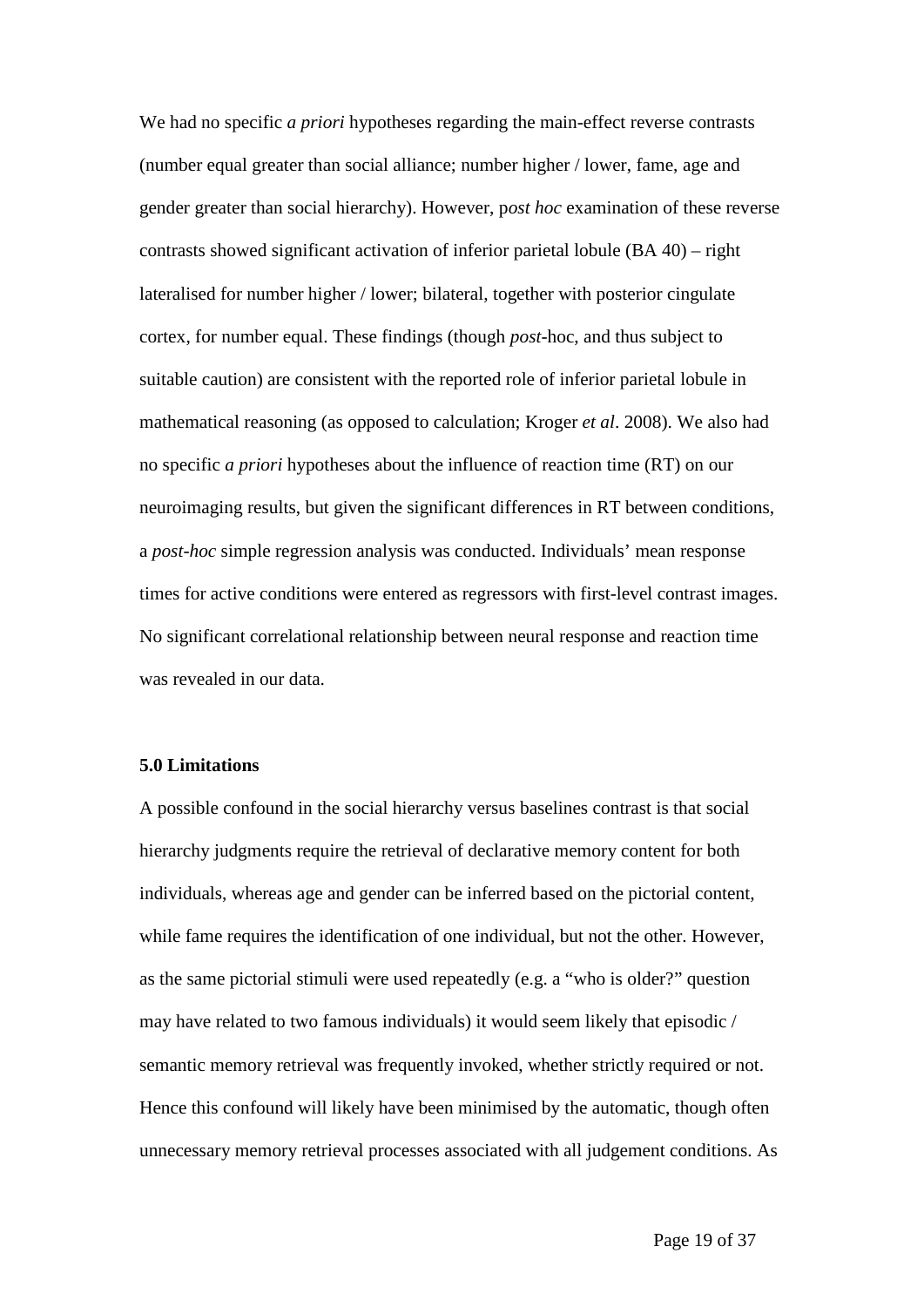We had no specific *a priori* hypotheses regarding the main-effect reverse contrasts (number equal greater than social alliance; number higher / lower, fame, age and gender greater than social hierarchy). However, p*ost hoc* examination of these reverse contrasts showed significant activation of inferior parietal lobule (BA 40) – right lateralised for number higher / lower; bilateral, together with posterior cingulate cortex, for number equal. These findings (though *post*-hoc, and thus subject to suitable caution) are consistent with the reported role of inferior parietal lobule in mathematical reasoning (as opposed to calculation; Kroger *et al*. 2008). We also had no specific *a priori* hypotheses about the influence of reaction time (RT) on our neuroimaging results, but given the significant differences in RT between conditions, a *post-hoc* simple regression analysis was conducted. Individuals' mean response times for active conditions were entered as regressors with first-level contrast images. No significant correlational relationship between neural response and reaction time was revealed in our data.

**5.0 Limitations**

A possible confound in the social hierarchy versus baselines contrast is that social hierarchy judgments require the retrieval of declarative memory content for both individuals, whereas age and gender can be inferred based on the pictorial content, while fame requires the identification of one individual, but not the other. However, as the same pictorial stimuli were used repeatedly (e.g. a "who is older?" question may have related to two famous individuals) it would seem likely that episodic / semantic memory retrieval was frequently invoked, whether strictly required or not. Hence this confound will likely have been minimised by the automatic, though often unnecessary memory retrieval processes associated with all judgement conditions. As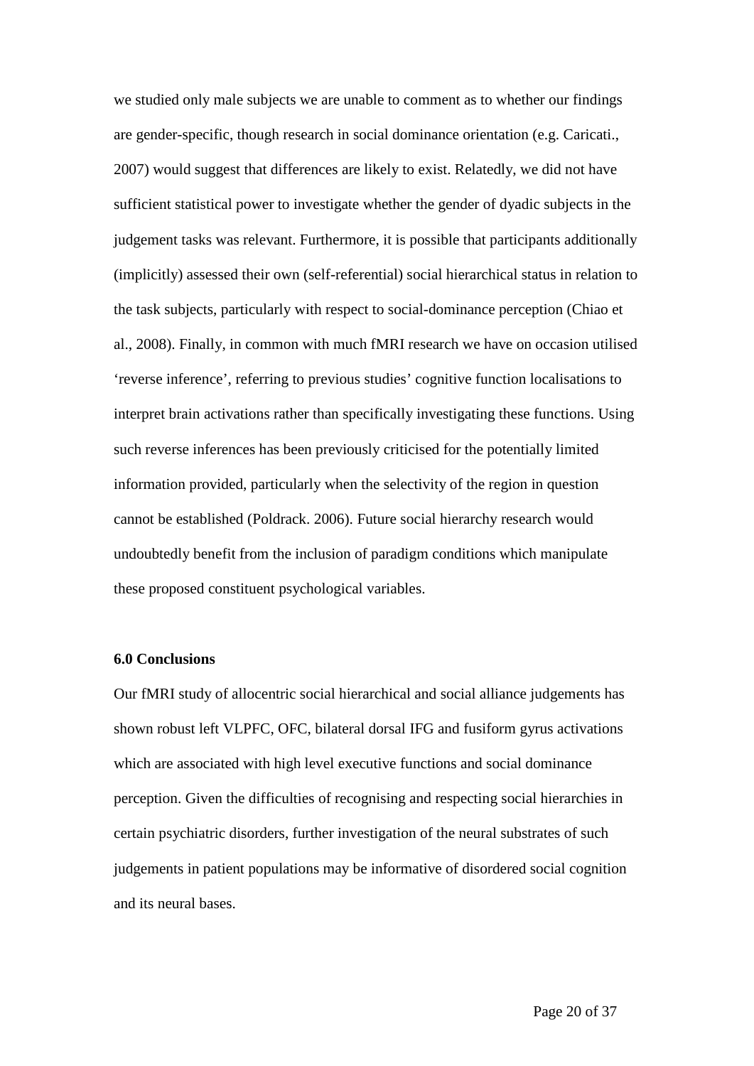we studied only male subjects we are unable to comment as to whether our findings are gender-specific, though research in social dominance orientation (e.g. Caricati., 2007) would suggest that differences are likely to exist. Relatedly, we did not have sufficient statistical power to investigate whether the gender of dyadic subjects in the judgement tasks was relevant. Furthermore, it is possible that participants additionally (implicitly) assessed their own (self-referential) social hierarchical status in relation to the task subjects, particularly with respect to social-dominance perception (Chiao et al., 2008). Finally, in common with much fMRI research we have on occasion utilised 'reverse inference', referring to previous studies' cognitive function localisations to interpret brain activations rather than specifically investigating these functions. Using such reverse inferences has been previously criticised for the potentially limited information provided, particularly when the selectivity of the region in question cannot be established (Poldrack. 2006). Future social hierarchy research would undoubtedly benefit from the inclusion of paradigm conditions which manipulate these proposed constituent psychological variables.

**6.0 Conclusions**

Our fMRI study of allocentric social hierarchical and social alliance judgements has shown robust left VLPFC, OFC, bilateral dorsal IFG and fusiform gyrus activations which are associated with high level executive functions and social dominance perception. Given the difficulties of recognising and respecting social hierarchies in certain psychiatric disorders, further investigation of the neural substrates of such judgements in patient populations may be informative of disordered social cognition and its neural bases.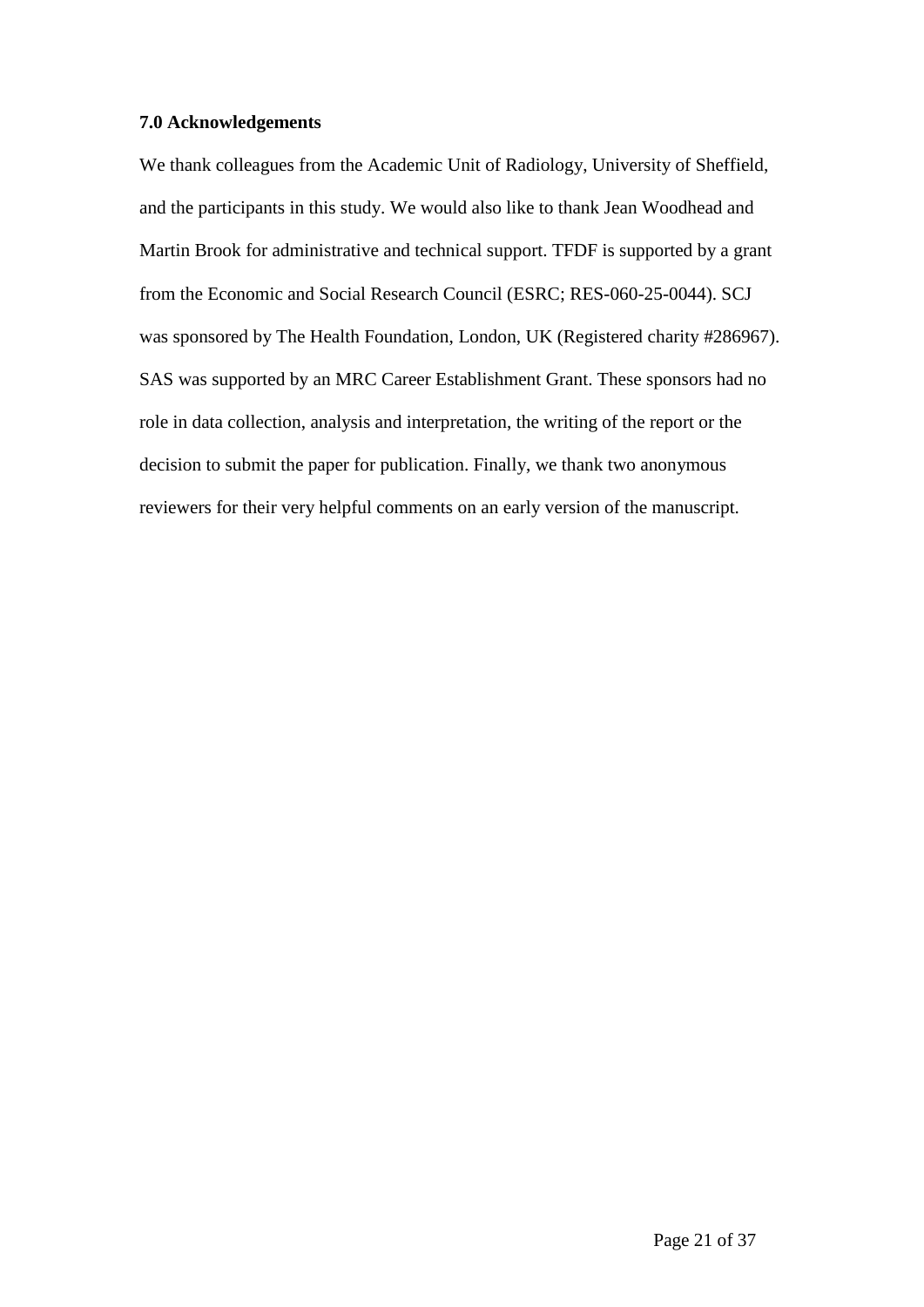### 7.0 Acknowledgements

We thank colleagues from the Academic Unit of Radiology, University of Sheffield, and the participants in this study. We would also like to thank Jean Woodhead and Martin Brook for administrative and technical support. TFDF is supported by a grant from the Economic and Social Research Council (ESRC; RES-060-25-0044). SCJ was sponsored by The Health Foundation, London, UK (Registered charity #286967). SAS was supported by an MRC Career Establishment Grant. These sponsors had no role in data collection, analysis and interpretation, the writing of the report or the decision to submit the paper for publication. Finally, we thank two anonymous reviewers for their very helpful comments on an early version of the manuscript.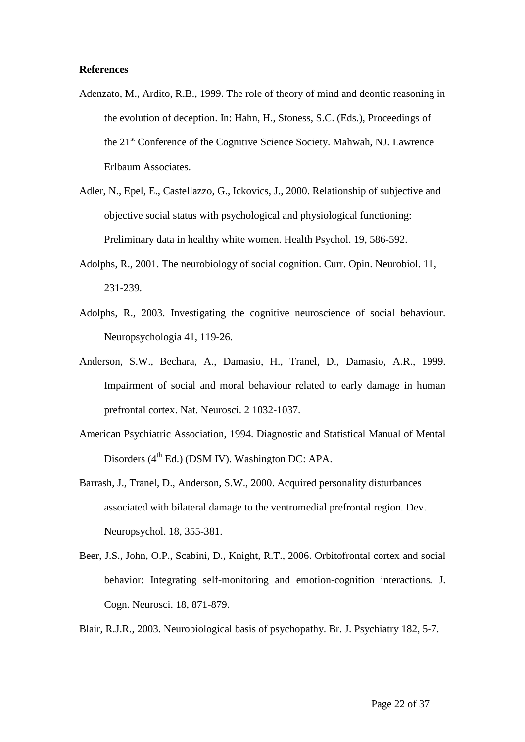**References**

Adenzato, M., Ardito, R.B., 1999. The role of theory of mind and deontic reasoning in the evolution of deception. In: Hahn, H., Stoness, S.C. (Eds.), Proceedings of the 21st Conference of the Cognitive Science Society. Mahwah, NJ. Lawrence Erlbaum Associates.

Adler, N., Epel, E., Castellazzo, G., Ickovics, J., 2000. Relationship of subjective and objective social status with psychological and physiological functioning: Preliminary data in healthy white women. Health Psychol. 19, 586-592.

Adolphs, R., 2001. The neurobiology of social cognition. Curr. Opin. Neurobiol. 11, 231-239.

Adolphs, R., 2003. Investigating the cognitive neuroscience of social behaviour. Neuropsychologia 41, 119-26.

Anderson, S.W., Bechara, A., Damasio, H., Tranel, D., Damasio, A.R., 1999. Impairment of social and moral behaviour related to early damage in human prefrontal cortex. Nat. Neurosci. 2 1032-1037.

American Psychiatric Association, 1994. Diagnostic and Statistical Manual of Mental Disorders (4th Ed.) (DSM IV). Washington DC: APA.

Barrash, J., Tranel, D., Anderson, S.W., 2000. Acquired personality disturbances associated with bilateral damage to the ventromedial prefrontal region. Dev. Neuropsychol. 18, 355-381.

Beer, J.S., John, O.P., Scabini, D., Knight, R.T., 2006. Orbitofrontal cortex and social behavior: Integrating self-monitoring and emotion-cognition interactions. J. Cogn. Neurosci. 18, 871-879.

Blair, R.J.R., 2003. Neurobiological basis of psychopathy. Br. J. Psychiatry 182, 5-7.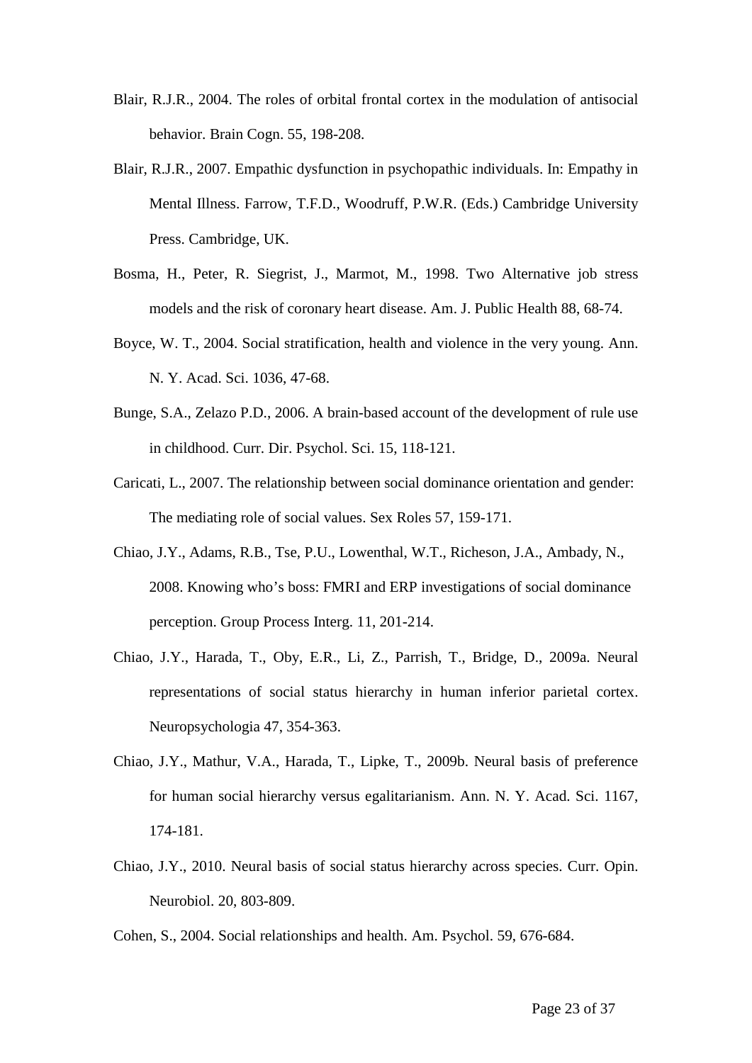Blair, R.J.R., 2004. The roles of orbital frontal cortex in the modulation of antisocial behavior. Brain Cogn. 55, 198-208.

Blair, R.J.R., 2007. Empathic dysfunction in psychopathic individuals. In: Empathy in Mental Illness. Farrow, T.F.D., Woodruff, P.W.R. (Eds.) Cambridge University Press. Cambridge, UK.

Bosma, H., Peter, R. Siegrist, J., Marmot, M., 1998. Two Alternative job stress models and the risk of coronary heart disease. Am. J. Public Health 88, 68-74.

Boyce, W. T., 2004. Social stratification, health and violence in the very young. Ann. N. Y. Acad. Sci. 1036, 47-68.

Bunge, S.A., Zelazo P.D., 2006. A brain-based account of the development of rule use in childhood. Curr. Dir. Psychol. Sci. 15, 118-121.

Caricati, L., 2007. The relationship between social dominance orientation and gender: The mediating role of social values. Sex Roles 57, 159-171.

Chiao, J.Y., Adams, R.B., Tse, P.U., Lowenthal, W.T., Richeson, J.A., Ambady, N., 2008. Knowing who's boss: FMRI and ERP investigations of social dominance perception. Group Process Interg. 11, 201-214.

Chiao, J.Y., Harada, T., Oby, E.R., Li, Z., Parrish, T., Bridge, D., 2009a. Neural representations of social status hierarchy in human inferior parietal cortex. Neuropsychologia 47, 354-363.

Chiao, J.Y., Mathur, V.A., Harada, T., Lipke, T., 2009b. Neural basis of preference for human social hierarchy versus egalitarianism. Ann. N. Y. Acad. Sci. 1167, 174-181.

Chiao, J.Y., 2010. Neural basis of social status hierarchy across species. Curr. Opin. Neurobiol. 20, 803-809.

Cohen, S., 2004. Social relationships and health. Am. Psychol. 59, 676-684.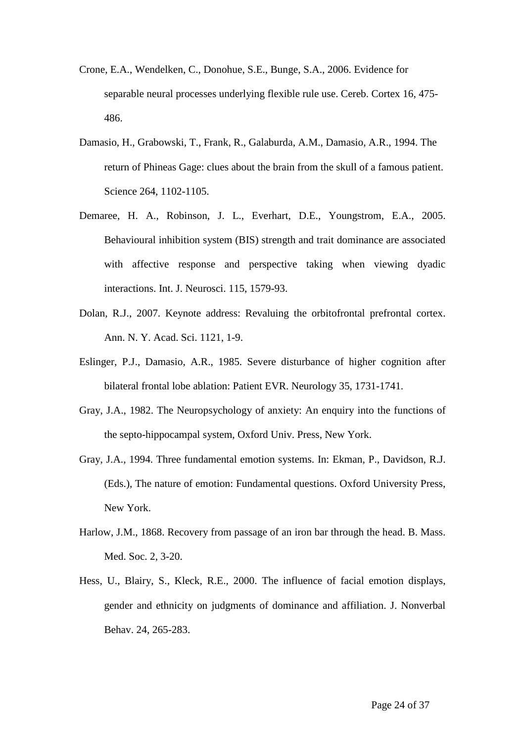Crone, E.A., Wendelken, C., Donohue, S.E., Bunge, S.A., 2006. Evidence for separable neural processes underlying flexible rule use. Cereb. Cortex 16, 475-486.

Damasio, H., Grabowski, T., Frank, R., Galaburda, A.M., Damasio, A.R., 1994. The return of Phineas Gage: clues about the brain from the skull of a famous patient. Science 264, 1102-1105.

Demaree, H. A., Robinson, J. L., Everhart, D.E., Youngstrom, E.A., 2005. Behavioural inhibition system (BIS) strength and trait dominance are associated with affective response and perspective taking when viewing dyadic interactions. Int. J. Neurosci. 115, 1579-93.

Dolan, R.J., 2007. Keynote address: Revaluing the orbitofrontal prefrontal cortex. Ann. N. Y. Acad. Sci. 1121, 1-9.

Eslinger, P.J., Damasio, A.R., 1985. Severe disturbance of higher cognition after bilateral frontal lobe ablation: Patient EVR. Neurology 35, 1731-1741.

Gray, J.A., 1982. The Neuropsychology of anxiety: An enquiry into the functions of the septo-hippocampal system, Oxford Univ. Press, New York.

Gray, J.A., 1994. Three fundamental emotion systems. In: Ekman, P., Davidson, R.J. (Eds.), The nature of emotion: Fundamental questions. Oxford University Press, New York.

Harlow, J.M., 1868. Recovery from passage of an iron bar through the head. B. Mass. Med. Soc. 2, 3-20.

Hess, U., Blairy, S., Kleck, R.E., 2000. The influence of facial emotion displays, gender and ethnicity on judgments of dominance and affiliation. J. Nonverbal Behav. 24, 265-283.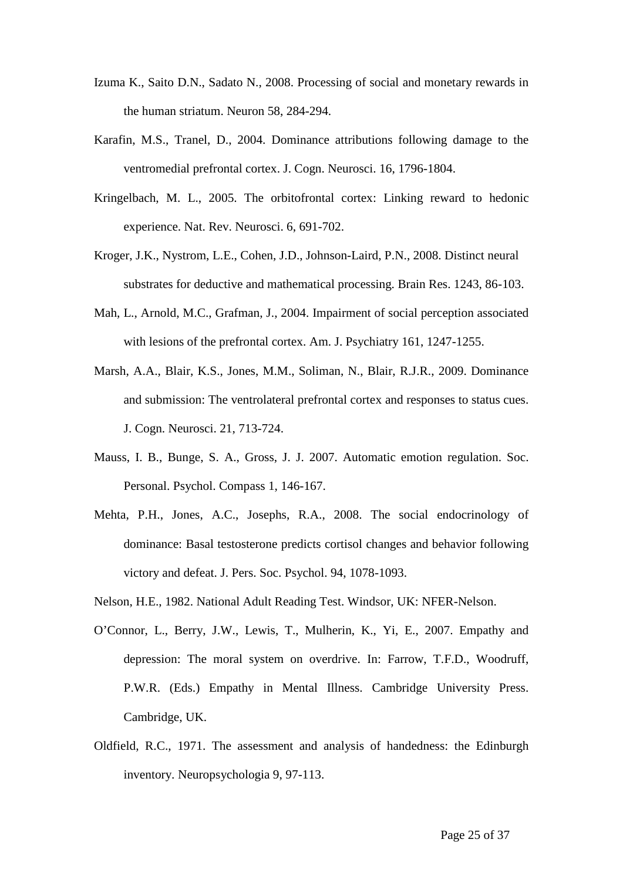Izuma K., Saito D.N., Sadato N., 2008. Processing of social and monetary rewards in the human striatum. Neuron 58, 284-294.

Karafin, M.S., Tranel, D., 2004. Dominance attributions following damage to the ventromedial prefrontal cortex. J. Cogn. Neurosci. 16, 1796-1804.

Kringelbach, M. L., 2005. The orbitofrontal cortex: Linking reward to hedonic experience. Nat. Rev. Neurosci. 6, 691-702.

Kroger, J.K., Nystrom, L.E., Cohen, J.D., Johnson-Laird, P.N., 2008. Distinct neural substrates for deductive and mathematical processing. Brain Res. 1243, 86-103.

Mah, L., Arnold, M.C., Grafman, J., 2004. Impairment of social perception associated with lesions of the prefrontal cortex. Am. J. Psychiatry 161, 1247-1255.

Marsh, A.A., Blair, K.S., Jones, M.M., Soliman, N., Blair, R.J.R., 2009. Dominance and submission: The ventrolateral prefrontal cortex and responses to status cues. J. Cogn. Neurosci. 21, 713-724.

Mauss, I. B., Bunge, S. A., Gross, J. J. 2007. Automatic emotion regulation. Soc. Personal. Psychol. Compass 1, 146-167.

Mehta, P.H., Jones, A.C., Josephs, R.A., 2008. The social endocrinology of dominance: Basal testosterone predicts cortisol changes and behavior following victory and defeat. J. Pers. Soc. Psychol. 94, 1078-1093.

Nelson, H.E., 1982. National Adult Reading Test. Windsor, UK: NFER-Nelson.

O'Connor, L., Berry, J.W., Lewis, T., Mulherin, K., Yi, E., 2007. Empathy and depression: The moral system on overdrive. In: Farrow, T.F.D., Woodruff, P.W.R. (Eds.) Empathy in Mental Illness. Cambridge University Press. Cambridge, UK.

Oldfield, R.C., 1971. The assessment and analysis of handedness: the Edinburgh inventory. Neuropsychologia 9, 97-113.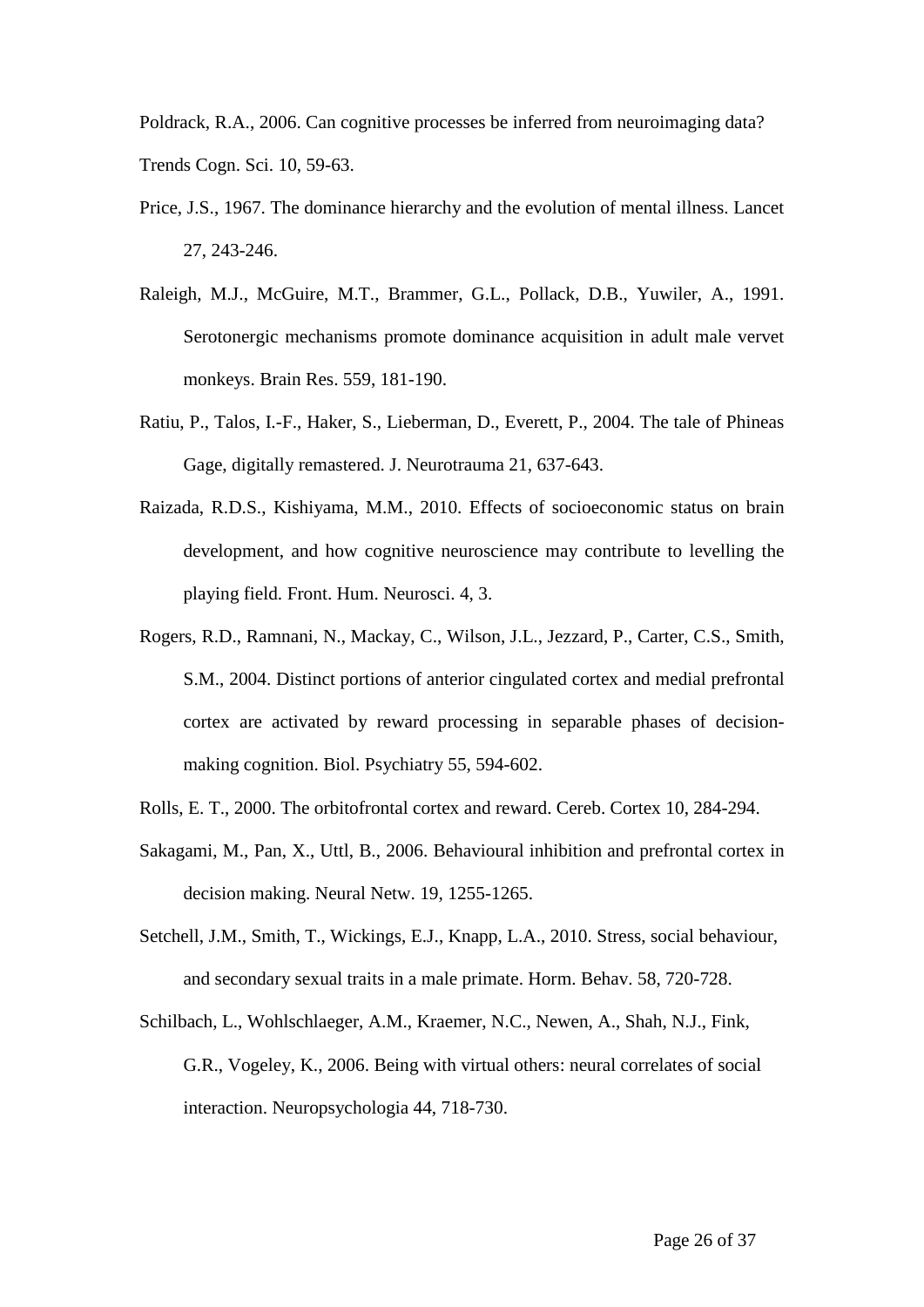Poldrack, R.A., 2006. Can cognitive processes be inferred from neuroimaging data? Trends Cogn. Sci. 10, 59-63.

Price, J.S., 1967. The dominance hierarchy and the evolution of mental illness. Lancet 27, 243-246.

Raleigh, M.J., McGuire, M.T., Brammer, G.L., Pollack, D.B., Yuwiler, A., 1991. Serotonergic mechanisms promote dominance acquisition in adult male vervet monkeys. Brain Res. 559, 181-190.

Ratiu, P., Talos, I.-F., Haker, S., Lieberman, D., Everett, P., 2004. The tale of Phineas Gage, digitally remastered. J. Neurotrauma 21, 637-643.

Raizada, R.D.S., Kishiyama, M.M., 2010. Effects of socioeconomic status on brain development, and how cognitive neuroscience may contribute to levelling the playing field. Front. Hum. Neurosci. 4, 3.

Rogers, R.D., Ramnani, N., Mackay, C., Wilson, J.L., Jezzard, P., Carter, C.S., Smith, S.M., 2004. Distinct portions of anterior cingulated cortex and medial prefrontal cortex are activated by reward processing in separable phases of decision-making cognition. Biol. Psychiatry 55, 594-602.

Rolls, E. T., 2000. The orbitofrontal cortex and reward. Cereb. Cortex 10, 284-294.

Sakagami, M., Pan, X., Uttl, B., 2006. Behavioural inhibition and prefrontal cortex in decision making. Neural Netw. 19, 1255-1265.

Setchell, J.M., Smith, T., Wickings, E.J., Knapp, L.A., 2010. Stress, social behaviour, and secondary sexual traits in a male primate. Horm. Behav. 58, 720-728.

Schilbach, L., Wohlschlaeger, A.M., Kraemer, N.C., Newen, A., Shah, N.J., Fink, G.R., Vogeley, K., 2006. Being with virtual others: neural correlates of social interaction. Neuropsychologia 44, 718-730.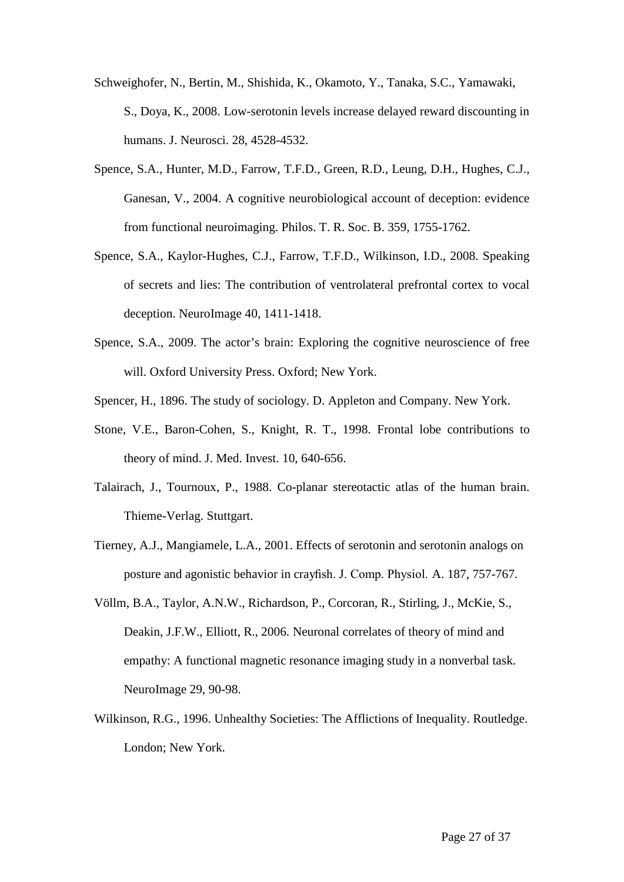Schweighofer, N., Bertin, M., Shishida, K., Okamoto, Y., Tanaka, S.C., Yamawaki, S., Doya, K., 2008. Low-serotonin levels increase delayed reward discounting in humans. J. Neurosci. 28, 4528-4532.

Spence, S.A., Hunter, M.D., Farrow, T.F.D., Green, R.D., Leung, D.H., Hughes, C.J., Ganesan, V., 2004. A cognitive neurobiological account of deception: evidence from functional neuroimaging. Philos. T. R. Soc. B. 359, 1755-1762.

Spence, S.A., Kaylor-Hughes, C.J., Farrow, T.F.D., Wilkinson, I.D., 2008. Speaking of secrets and lies: The contribution of ventrolateral prefrontal cortex to vocal deception. NeuroImage 40, 1411-1418.

Spence, S.A., 2009. The actor's brain: Exploring the cognitive neuroscience of free will. Oxford University Press. Oxford; New York.

Spencer, H., 1896. The study of sociology. D. Appleton and Company. New York.

Stone, V.E., Baron-Cohen, S., Knight, R. T., 1998. Frontal lobe contributions to theory of mind. J. Med. Invest. 10, 640-656.

Talairach, J., Tournoux, P., 1988. Co-planar stereotactic atlas of the human brain. Thieme-Verlag. Stuttgart.

Tierney, A.J., Mangiamele, L.A., 2001. Effects of serotonin and serotonin analogs on posture and agonistic behavior in crayfish. J. Comp. Physiol. A. 187, 757-767.

Völlm, B.A., Taylor, A.N.W., Richardson, P., Corcoran, R., Stirling, J., McKie, S., Deakin, J.F.W., Elliott, R., 2006. Neuronal correlates of theory of mind and empathy: A functional magnetic resonance imaging study in a nonverbal task. NeuroImage 29, 90-98.

Wilkinson, R.G., 1996. Unhealthy Societies: The Afflictions of Inequality. Routledge. London; New York.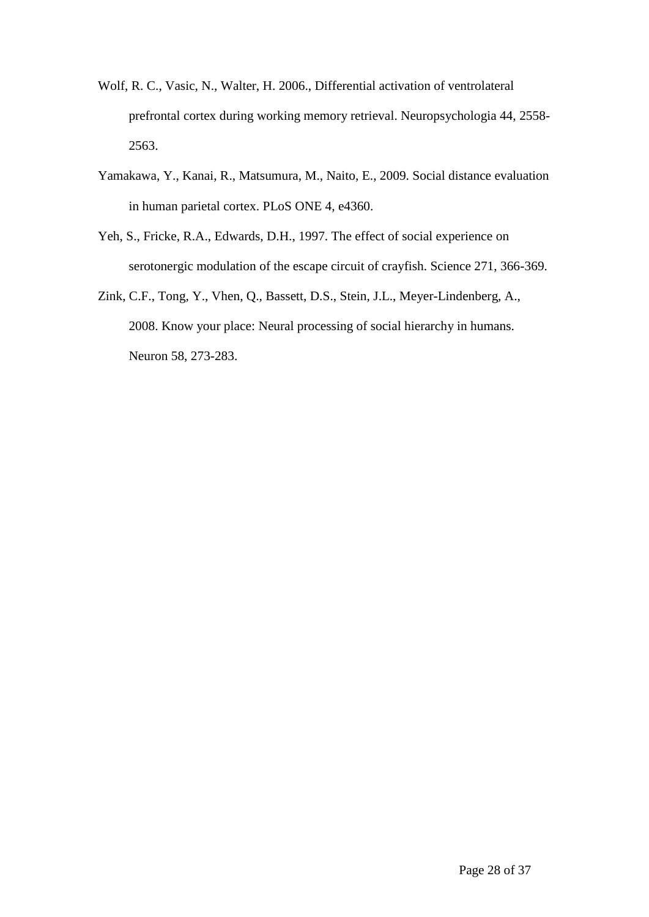Wolf, R. C., Vasic, N., Walter, H. 2006., Differential activation of ventrolateral prefrontal cortex during working memory retrieval. Neuropsychologia 44, 2558-2563.

Yamakawa, Y., Kanai, R., Matsumura, M., Naito, E., 2009. Social distance evaluation in human parietal cortex. PLoS ONE 4, e4360.

Yeh, S., Fricke, R.A., Edwards, D.H., 1997. The effect of social experience on serotonergic modulation of the escape circuit of crayfish. Science 271, 366-369.

Zink, C.F., Tong, Y., Vhen, Q., Bassett, D.S., Stein, J.L., Meyer-Lindenberg, A., 2008. Know your place: Neural processing of social hierarchy in humans. Neuron 58, 273-283.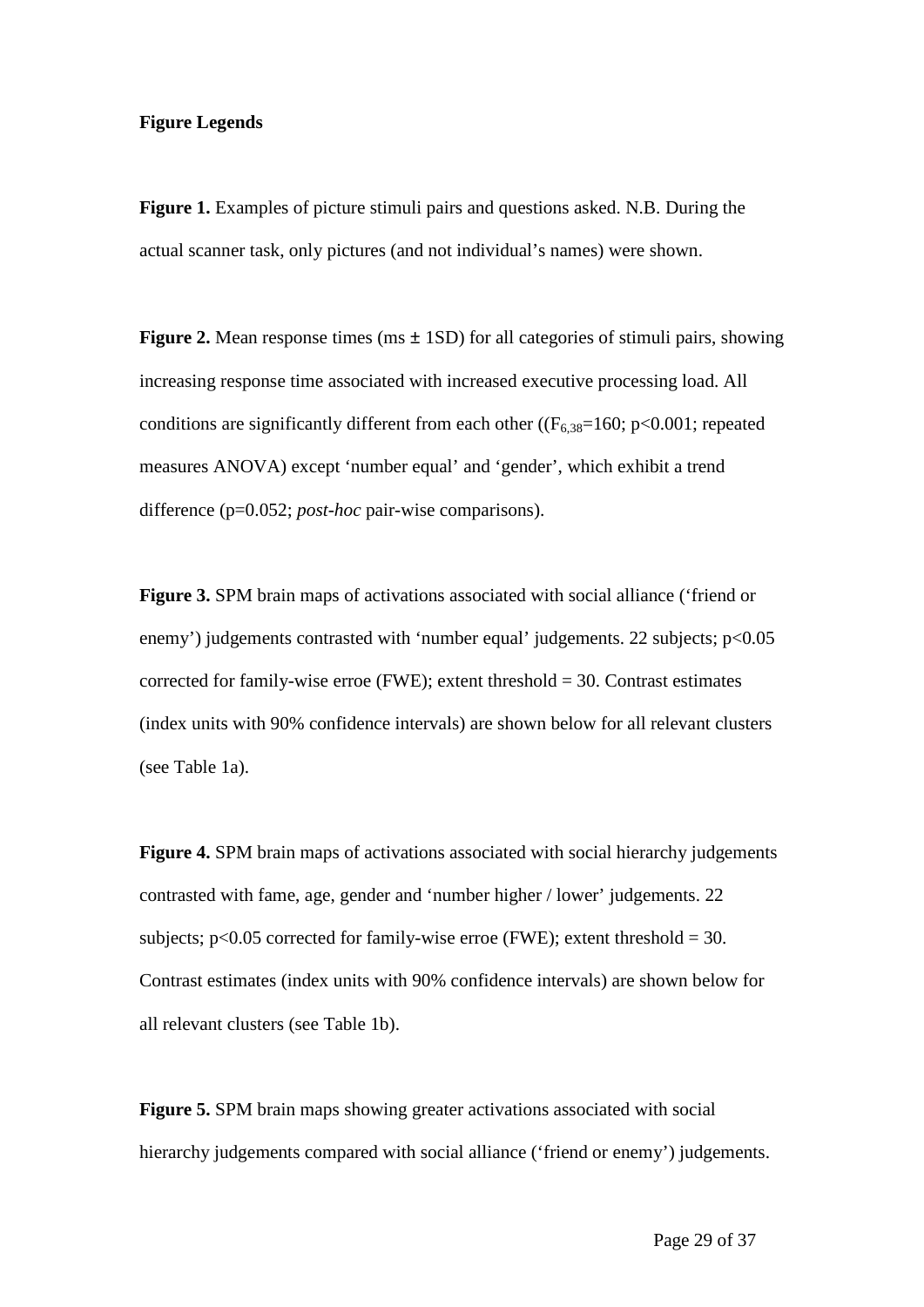**Figure Legends**

**Figure 1.** Examples of picture stimuli pairs and questions asked. N.B. During the actual scanner task, only pictures (and not individual's names) were shown.

**Figure 2.** Mean response times (ms ± 1SD) for all categories of stimuli pairs, showing increasing response time associated with increased executive processing load. All conditions are significantly different from each other (($F_{6,38}$=160; p<0.001; repeated measures ANOVA) except 'number equal' and 'gender', which exhibit a trend difference (p=0.052; *post-hoc* pair-wise comparisons).

**Figure 3.** SPM brain maps of activations associated with social alliance ('friend or enemy') judgements contrasted with 'number equal' judgements. 22 subjects; p<0.05 corrected for family-wise erroe (FWE); extent threshold = 30. Contrast estimates (index units with 90% confidence intervals) are shown below for all relevant clusters (see Table 1a).

**Figure 4.** SPM brain maps of activations associated with social hierarchy judgements contrasted with fame, age, gender and 'number higher / lower' judgements. 22 subjects; p<0.05 corrected for family-wise erroe (FWE); extent threshold = 30. Contrast estimates (index units with 90% confidence intervals) are shown below for all relevant clusters (see Table 1b).

**Figure 5.** SPM brain maps showing greater activations associated with social hierarchy judgements compared with social alliance ('friend or enemy') judgements.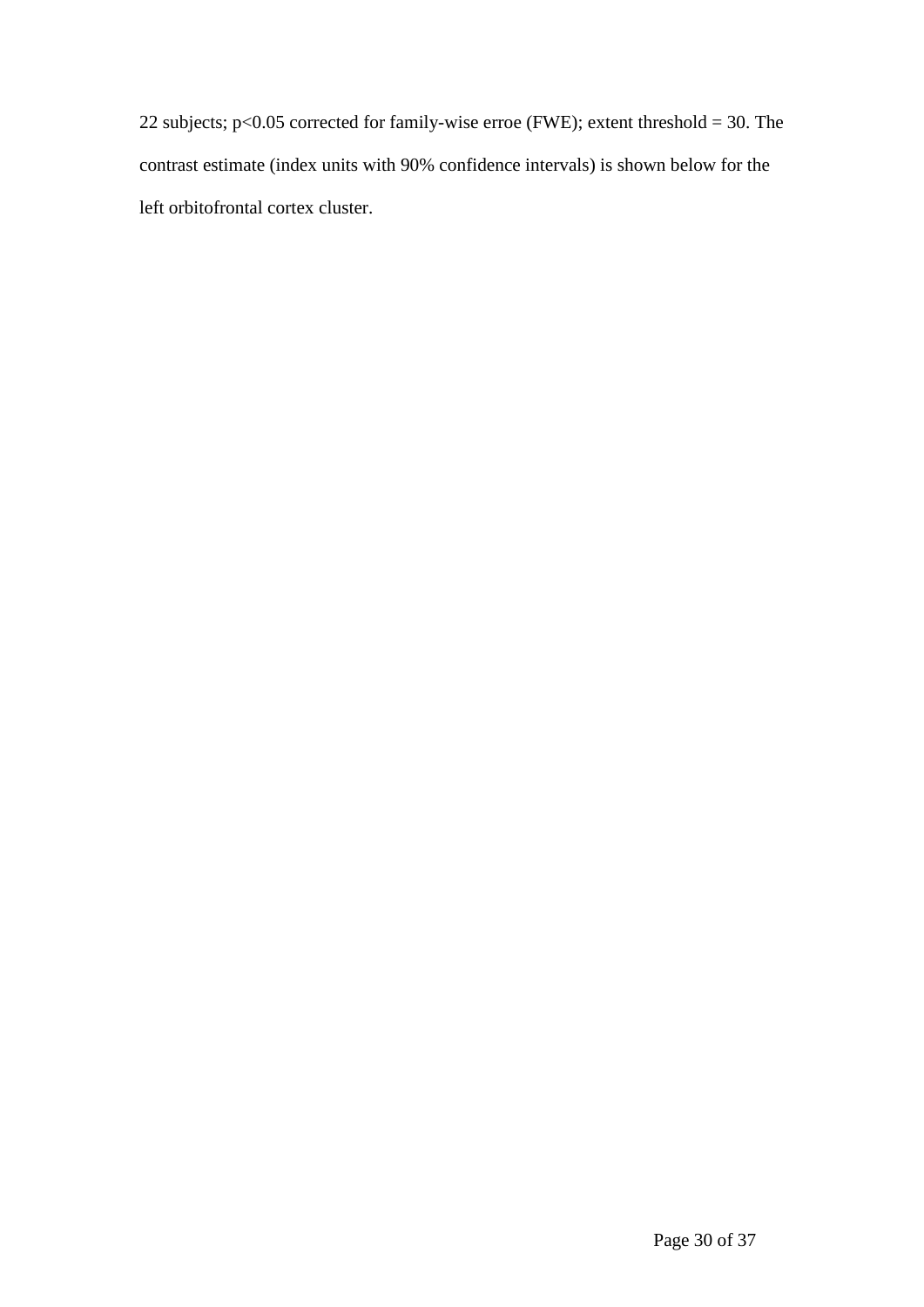22 subjects; $p<0.05$ corrected for family-wise erroe (FWE); extent threshold = 30. The contrast estimate (index units with 90% confidence intervals) is shown below for the left orbitofrontal cortex cluster.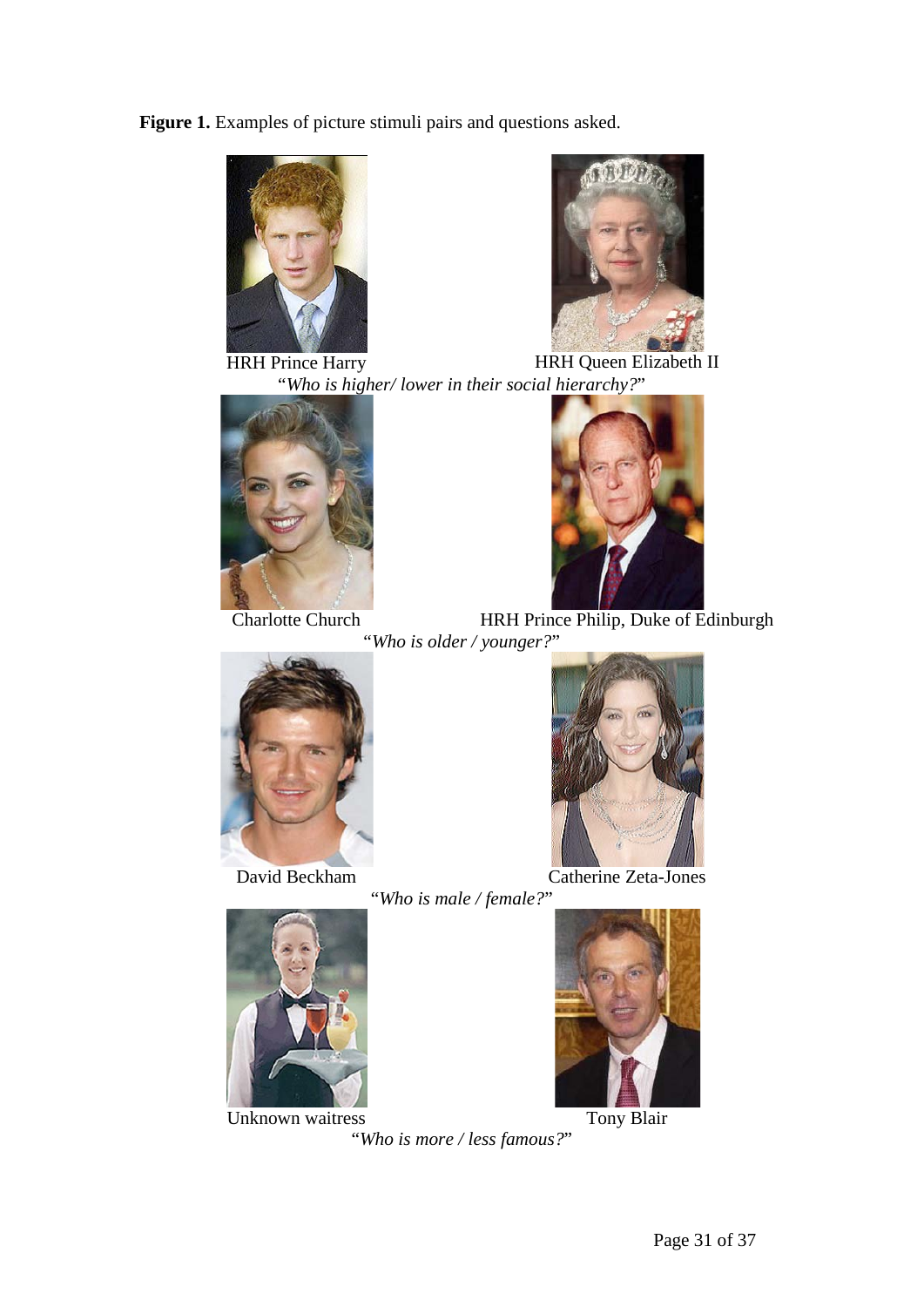**Figure 1.** Examples of picture stimuli pairs and questions asked.

HRH Prince Harry HRH Queen Elizabeth II

*"Who is higher/ lower in their social hierarchy?"*

Charlotte Church HRH Prince Philip, Duke of Edinburgh

*"Who is older / younger?"*

David Beckham Catherine Zeta-Jones

*"Who is male / female?"*

Unknown waitress Tony Blair

*"Who is more / less famous?"*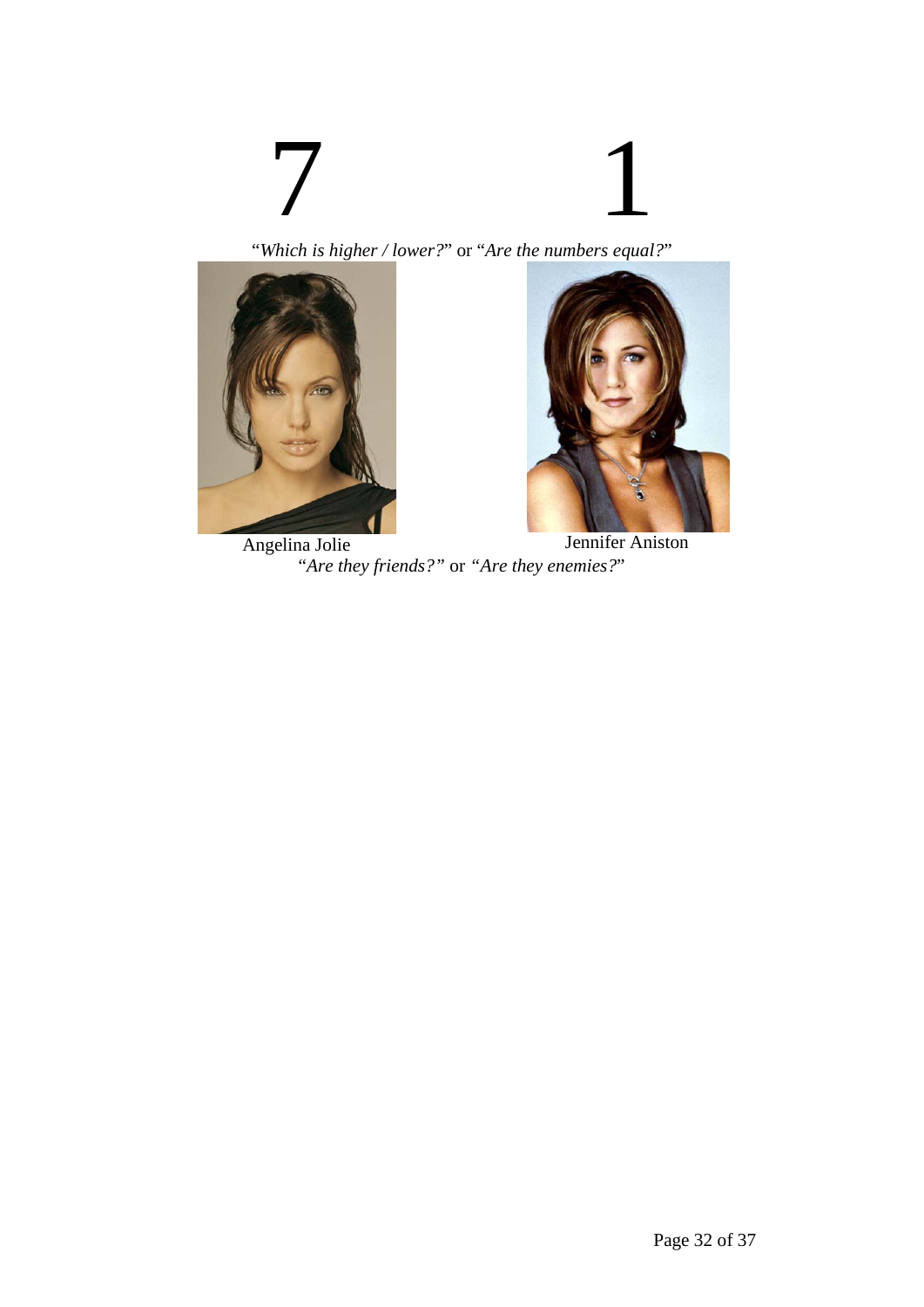7 1

"*Which is higher / lower?*" or "*Are the numbers equal?*"

Angelina Jolie Jennifer Aniston

"*Are they friends?*" or "*Are they enemies?*"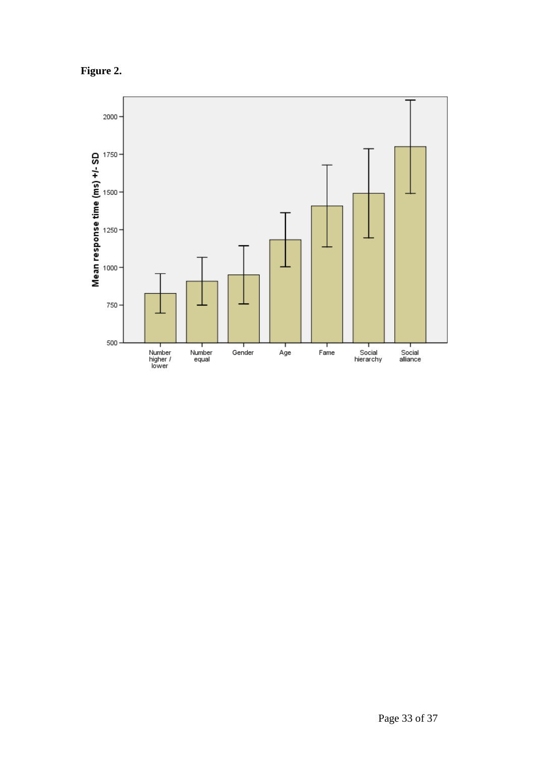**Figure 2.**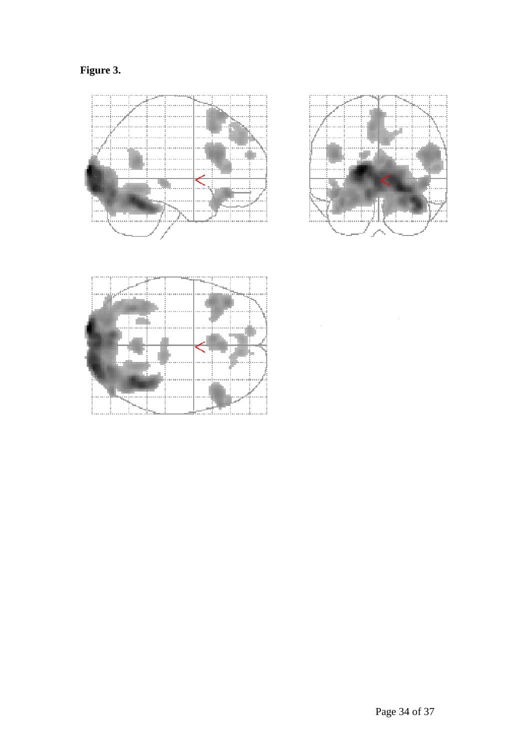**Figure 3.**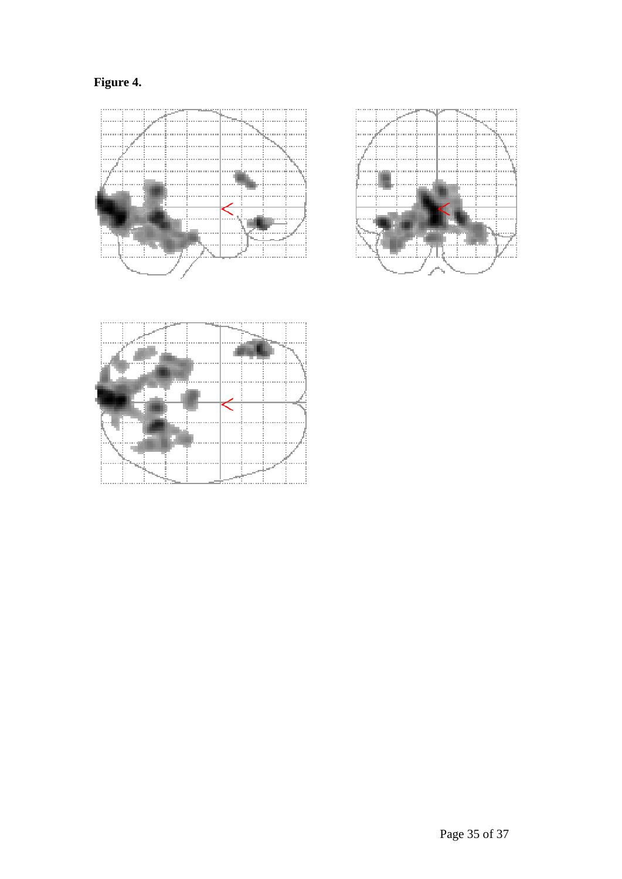**Figure 4.**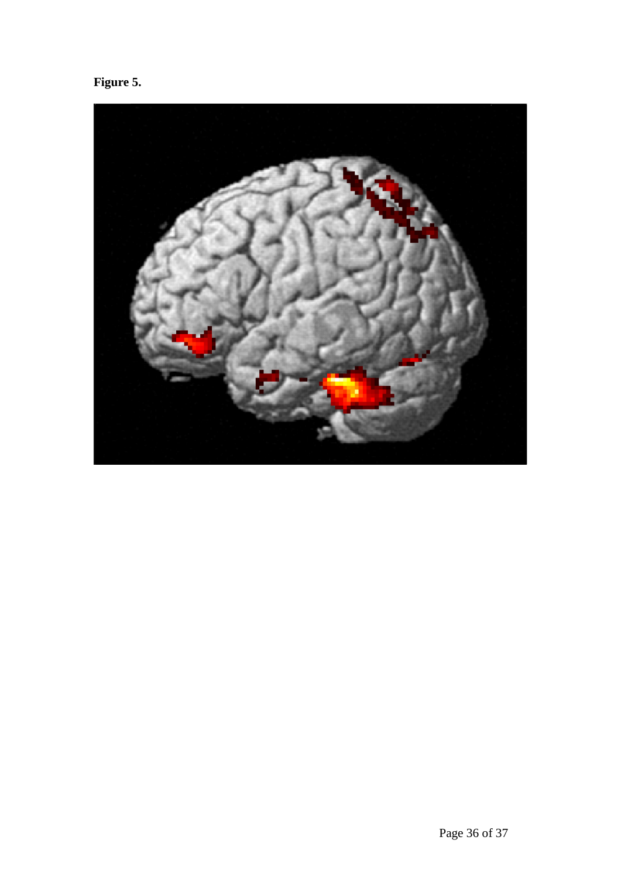**Figure 5.**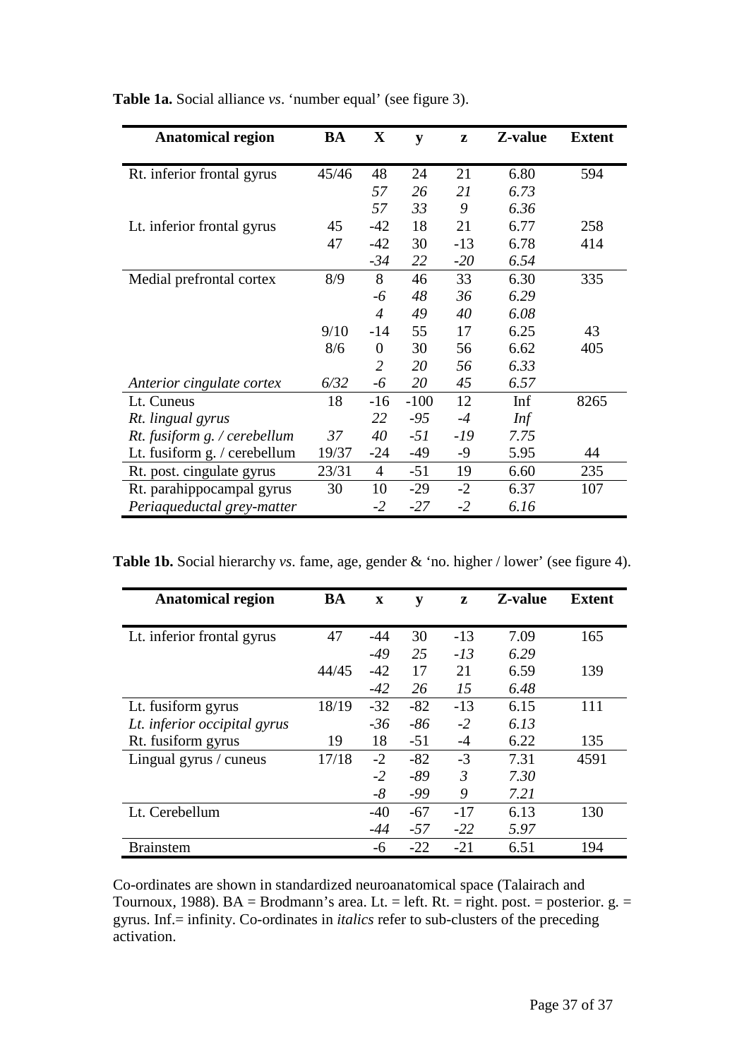**Table 1a.** Social alliance *vs*. 'number equal' (see figure 3).

| Anatomical region | BA | X | y | z | Z-value | Extent |
|---|---|---|---|---|---|---|
| Rt. inferior frontal gyrus | 45/46 | 48 | 24 | 21 | 6.80 | 594 |
| | | *57* | *26* | *21* | *6.73* | |
| | | *57* | *33* | *9* | *6.36* | |
| Lt. inferior frontal gyrus | 45 | -42 | 18 | 21 | 6.77 | 258 |
| | 47 | -42 | 30 | -13 | 6.78 | 414 |
| | | *-34* | *22* | *-20* | *6.54* | |
| Medial prefrontal cortex | 8/9 | 8 | 46 | 33 | 6.30 | 335 |
| | | *-6* | *48* | *36* | *6.29* | |
| | | *4* | *49* | *40* | *6.08* | |
| | 9/10 | -14 | 55 | 17 | 6.25 | 43 |
| | 8/6 | 0 | 30 | 56 | 6.62 | 405 |
| | | *2* | *20* | *56* | *6.33* | |
| *Anterior cingulate cortex* | *6/32* | *-6* | *20* | *45* | *6.57* | |
| Lt. Cuneus | 18 | -16 | -100 | 12 | Inf | 8265 |
| *Rt. lingual gyrus* | | *22* | *-95* | *-4* | *Inf* | |
| *Rt. fusiform g. / cerebellum* | *37* | *40* | *-51* | *-19* | *7.75* | |
| Lt. fusiform g. / cerebellum | 19/37 | -24 | -49 | -9 | 5.95 | 44 |
| Rt. post. cingulate gyrus | 23/31 | 4 | -51 | 19 | 6.60 | 235 |
| Rt. parahippocampal gyrus | 30 | 10 | -29 | -2 | 6.37 | 107 |
| *Periaqueductal grey-matter* | | *-2* | *-27* | *-2* | *6.16* | |

**Table 1b.** Social hierarchy *vs*. fame, age, gender & 'no. higher / lower' (see figure 4).

| Anatomical region | BA | x | y | z | Z-value | Extent |
|---|---|---|---|---|---|---|
| Lt. inferior frontal gyrus | 47 | -44 | 30 | -13 | 7.09 | 165 |
| | | *-49* | *25* | *-13* | *6.29* | |
| | 44/45 | -42 | 17 | 21 | 6.59 | 139 |
| | | *-42* | *26* | *15* | *6.48* | |
| Lt. fusiform gyrus | 18/19 | -32 | -82 | -13 | 6.15 | 111 |
| *Lt. inferior occipital gyrus* | | *-36* | *-86* | *-2* | *6.13* | |
| Rt. fusiform gyrus | 19 | 18 | -51 | -4 | 6.22 | 135 |
| Lingual gyrus / cuneus | 17/18 | -2 | -82 | -3 | 7.31 | 4591 |
| | | *-2* | *-89* | *3* | *7.30* | |
| | | *-8* | *-99* | *9* | *7.21* | |
| Lt. Cerebellum | | -40 | -67 | -17 | 6.13 | 130 |
| | | *-44* | *-57* | *-22* | *5.97* | |
| Brainstem | | -6 | -22 | -21 | 6.51 | 194 |

Co-ordinates are shown in standardized neuroanatomical space (Talairach and Tournoux, 1988). BA = Brodmann's area. Lt. = left. Rt. = right. post. = posterior. g. = gyrus. Inf.= infinity. Co-ordinates in *italics* refer to sub-clusters of the preceding activation.